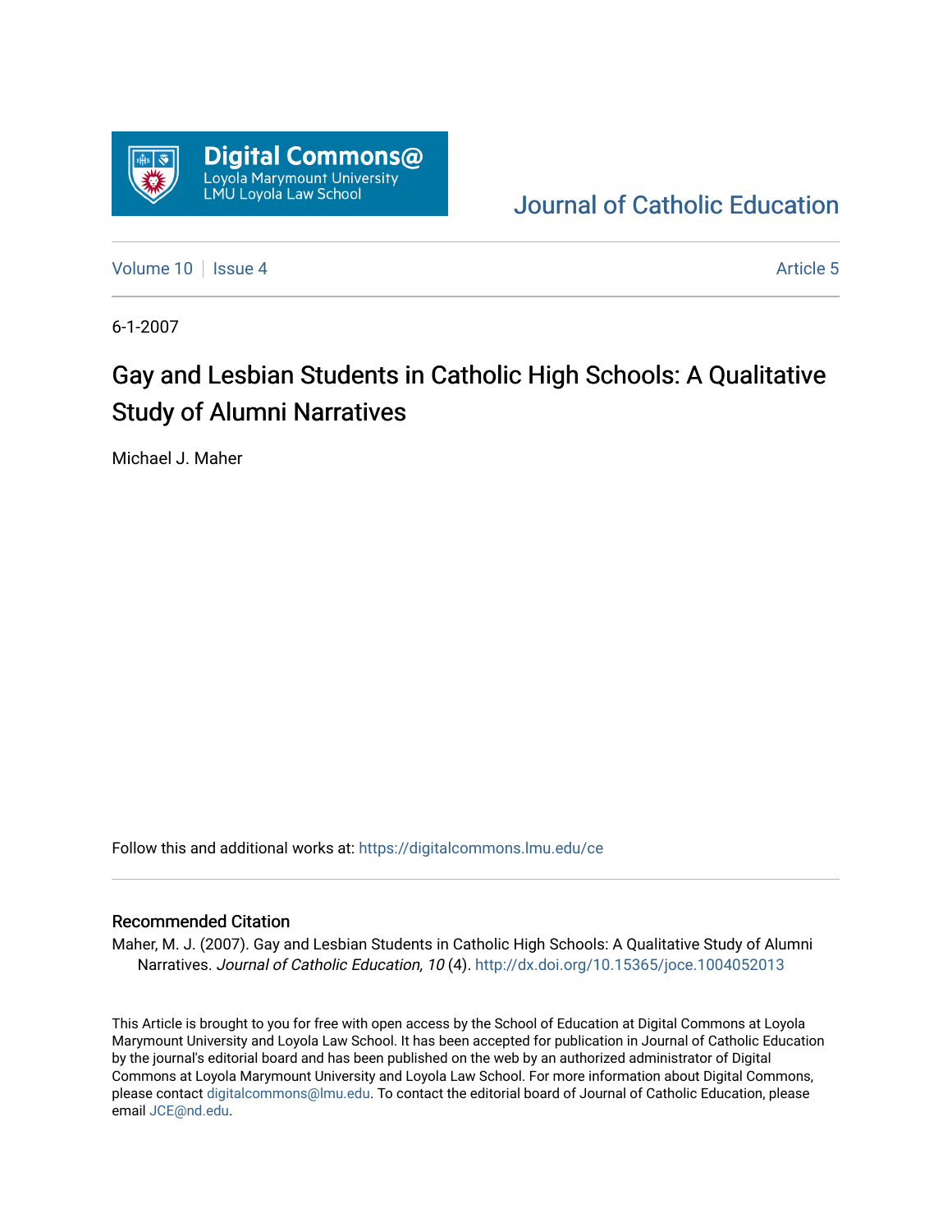Digital Commons@ Loyola Marymount University LMU Loyola Law School

Journal of Catholic Education

Volume 10 | Issue 4 | Article 5

6-1-2007

# Gay and Lesbian Students in Catholic High Schools: A Qualitative Study of Alumni Narratives

Michael J. Maher

Follow this and additional works at: https://digitalcommons.lmu.edu/ce

## Recommended Citation

Maher, M. J. (2007). Gay and Lesbian Students in Catholic High Schools: A Qualitative Study of Alumni Narratives. *Journal of Catholic Education, 10* (4). http://dx.doi.org/10.15365/joce.1004052013

This Article is brought to you for free with open access by the School of Education at Digital Commons at Loyola Marymount University and Loyola Law School. It has been accepted for publication in Journal of Catholic Education by the journal's editorial board and has been published on the web by an authorized administrator of Digital Commons at Loyola Marymount University and Loyola Law School. For more information about Digital Commons, please contact digitalcommons@lmu.edu. To contact the editorial board of Journal of Catholic Education, please email JCE@nd.edu.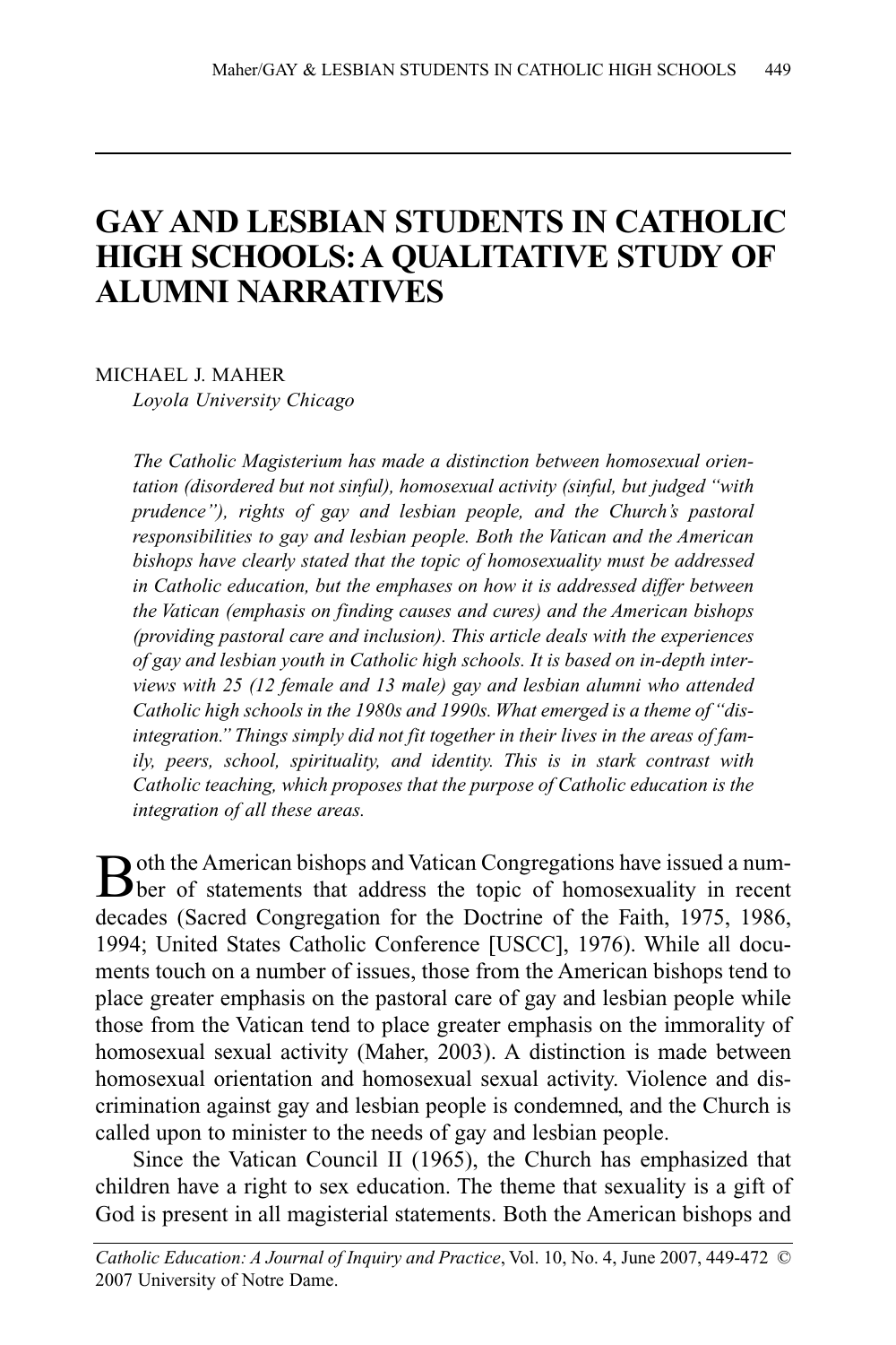# GAY AND LESBIAN STUDENTS IN CATHOLIC HIGH SCHOOLS: A QUALITATIVE STUDY OF ALUMNI NARRATIVES

MICHAEL J. MAHER
*Loyola University Chicago*

*The Catholic Magisterium has made a distinction between homosexual orientation (disordered but not sinful), homosexual activity (sinful, but judged "with prudence"), rights of gay and lesbian people, and the Church's pastoral responsibilities to gay and lesbian people. Both the Vatican and the American bishops have clearly stated that the topic of homosexuality must be addressed in Catholic education, but the emphases on how it is addressed differ between the Vatican (emphasis on finding causes and cures) and the American bishops (providing pastoral care and inclusion). This article deals with the experiences of gay and lesbian youth in Catholic high schools. It is based on in-depth interviews with 25 (12 female and 13 male) gay and lesbian alumni who attended Catholic high schools in the 1980s and 1990s. What emerged is a theme of "dis-integration." Things simply did not fit together in their lives in the areas of family, peers, school, spirituality, and identity. This is in stark contrast with Catholic teaching, which proposes that the purpose of Catholic education is the integration of all these areas.*

Both the American bishops and Vatican Congregations have issued a number of statements that address the topic of homosexuality in recent decades (Sacred Congregation for the Doctrine of the Faith, 1975, 1986, 1994; United States Catholic Conference [USCC], 1976). While all documents touch on a number of issues, those from the American bishops tend to place greater emphasis on the pastoral care of gay and lesbian people while those from the Vatican tend to place greater emphasis on the immorality of homosexual sexual activity (Maher, 2003). A distinction is made between homosexual orientation and homosexual sexual activity. Violence and discrimination against gay and lesbian people is condemned, and the Church is called upon to minister to the needs of gay and lesbian people.

Since the Vatican Council II (1965), the Church has emphasized that children have a right to sex education. The theme that sexuality is a gift of God is present in all magisterial statements. Both the American bishops and

*Catholic Education: A Journal of Inquiry and Practice*, Vol. 10, No. 4, June 2007, 449-472 © 2007 University of Notre Dame.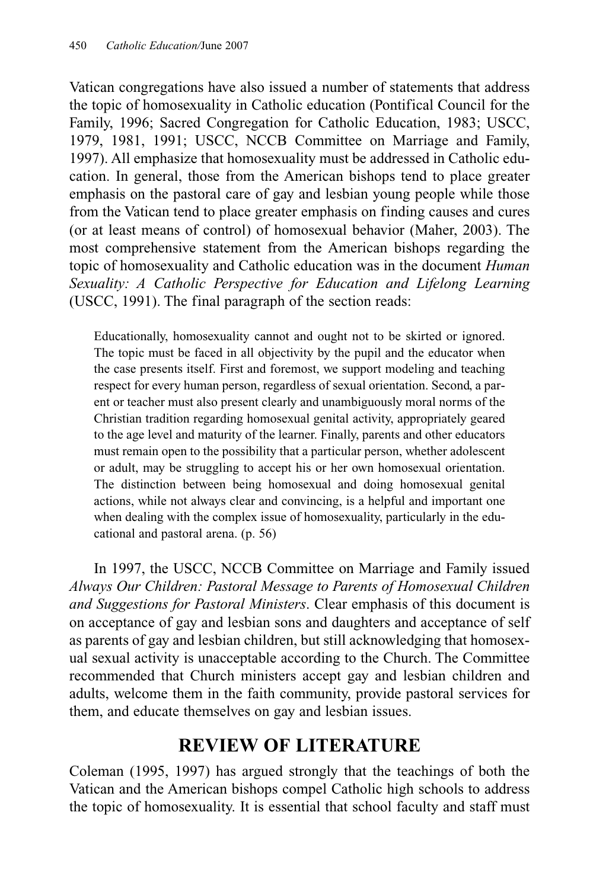Vatican congregations have also issued a number of statements that address the topic of homosexuality in Catholic education (Pontifical Council for the Family, 1996; Sacred Congregation for Catholic Education, 1983; USCC, 1979, 1981, 1991; USCC, NCCB Committee on Marriage and Family, 1997). All emphasize that homosexuality must be addressed in Catholic education. In general, those from the American bishops tend to place greater emphasis on the pastoral care of gay and lesbian young people while those from the Vatican tend to place greater emphasis on finding causes and cures (or at least means of control) of homosexual behavior (Maher, 2003). The most comprehensive statement from the American bishops regarding the topic of homosexuality and Catholic education was in the document *Human Sexuality: A Catholic Perspective for Education and Lifelong Learning* (USCC, 1991). The final paragraph of the section reads:

> Educationally, homosexuality cannot and ought not to be skirted or ignored. The topic must be faced in all objectivity by the pupil and the educator when the case presents itself. First and foremost, we support modeling and teaching respect for every human person, regardless of sexual orientation. Second, a parent or teacher must also present clearly and unambiguously moral norms of the Christian tradition regarding homosexual genital activity, appropriately geared to the age level and maturity of the learner. Finally, parents and other educators must remain open to the possibility that a particular person, whether adolescent or adult, may be struggling to accept his or her own homosexual orientation. The distinction between being homosexual and doing homosexual genital actions, while not always clear and convincing, is a helpful and important one when dealing with the complex issue of homosexuality, particularly in the educational and pastoral arena. (p. 56)

In 1997, the USCC, NCCB Committee on Marriage and Family issued *Always Our Children: Pastoral Message to Parents of Homosexual Children and Suggestions for Pastoral Ministers*. Clear emphasis of this document is on acceptance of gay and lesbian sons and daughters and acceptance of self as parents of gay and lesbian children, but still acknowledging that homosexual sexual activity is unacceptable according to the Church. The Committee recommended that Church ministers accept gay and lesbian children and adults, welcome them in the faith community, provide pastoral services for them, and educate themselves on gay and lesbian issues.

## REVIEW OF LITERATURE

Coleman (1995, 1997) has argued strongly that the teachings of both the Vatican and the American bishops compel Catholic high schools to address the topic of homosexuality. It is essential that school faculty and staff must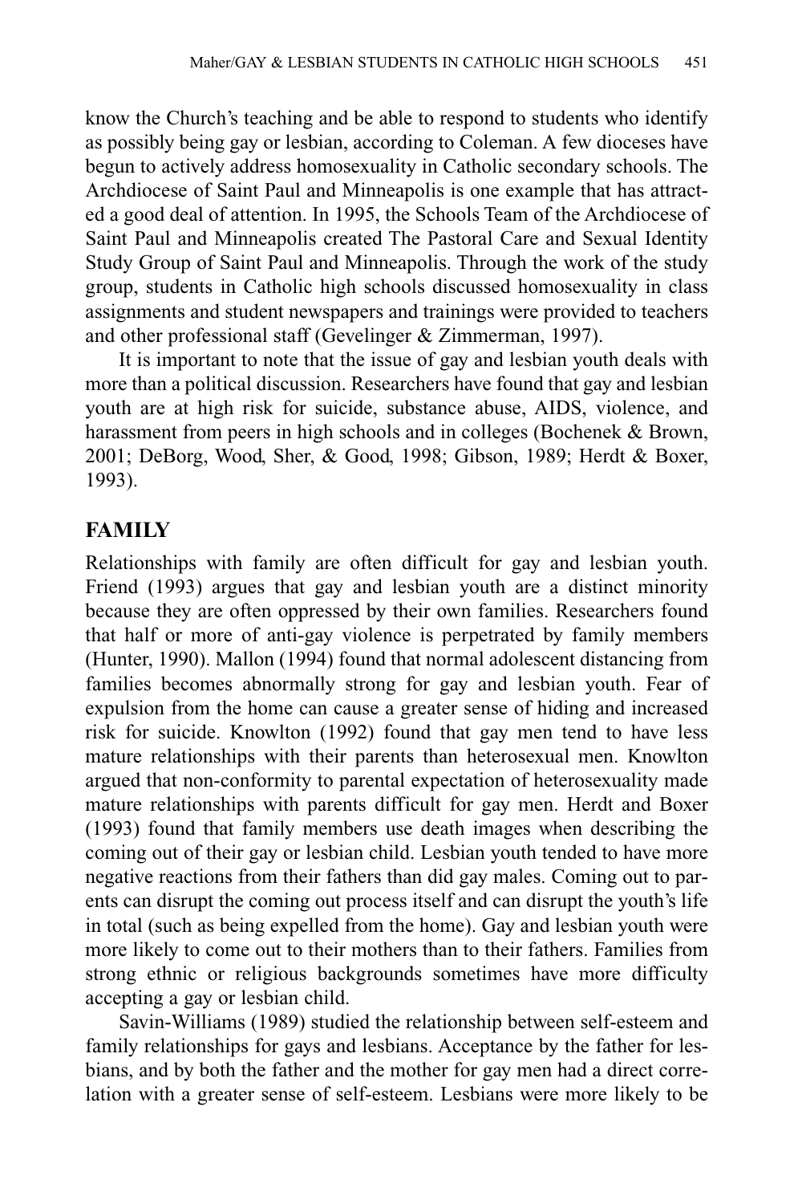know the Church's teaching and be able to respond to students who identify as possibly being gay or lesbian, according to Coleman. A few dioceses have begun to actively address homosexuality in Catholic secondary schools. The Archdiocese of Saint Paul and Minneapolis is one example that has attracted a good deal of attention. In 1995, the Schools Team of the Archdiocese of Saint Paul and Minneapolis created The Pastoral Care and Sexual Identity Study Group of Saint Paul and Minneapolis. Through the work of the study group, students in Catholic high schools discussed homosexuality in class assignments and student newspapers and trainings were provided to teachers and other professional staff (Gevelinger & Zimmerman, 1997).

It is important to note that the issue of gay and lesbian youth deals with more than a political discussion. Researchers have found that gay and lesbian youth are at high risk for suicide, substance abuse, AIDS, violence, and harassment from peers in high schools and in colleges (Bochenek & Brown, 2001; DeBorg, Wood, Sher, & Good, 1998; Gibson, 1989; Herdt & Boxer, 1993).

## FAMILY

Relationships with family are often difficult for gay and lesbian youth. Friend (1993) argues that gay and lesbian youth are a distinct minority because they are often oppressed by their own families. Researchers found that half or more of anti-gay violence is perpetrated by family members (Hunter, 1990). Mallon (1994) found that normal adolescent distancing from families becomes abnormally strong for gay and lesbian youth. Fear of expulsion from the home can cause a greater sense of hiding and increased risk for suicide. Knowlton (1992) found that gay men tend to have less mature relationships with their parents than heterosexual men. Knowlton argued that non-conformity to parental expectation of heterosexuality made mature relationships with parents difficult for gay men. Herdt and Boxer (1993) found that family members use death images when describing the coming out of their gay or lesbian child. Lesbian youth tended to have more negative reactions from their fathers than did gay males. Coming out to parents can disrupt the coming out process itself and can disrupt the youth's life in total (such as being expelled from the home). Gay and lesbian youth were more likely to come out to their mothers than to their fathers. Families from strong ethnic or religious backgrounds sometimes have more difficulty accepting a gay or lesbian child.

Savin-Williams (1989) studied the relationship between self-esteem and family relationships for gays and lesbians. Acceptance by the father for lesbians, and by both the father and the mother for gay men had a direct correlation with a greater sense of self-esteem. Lesbians were more likely to be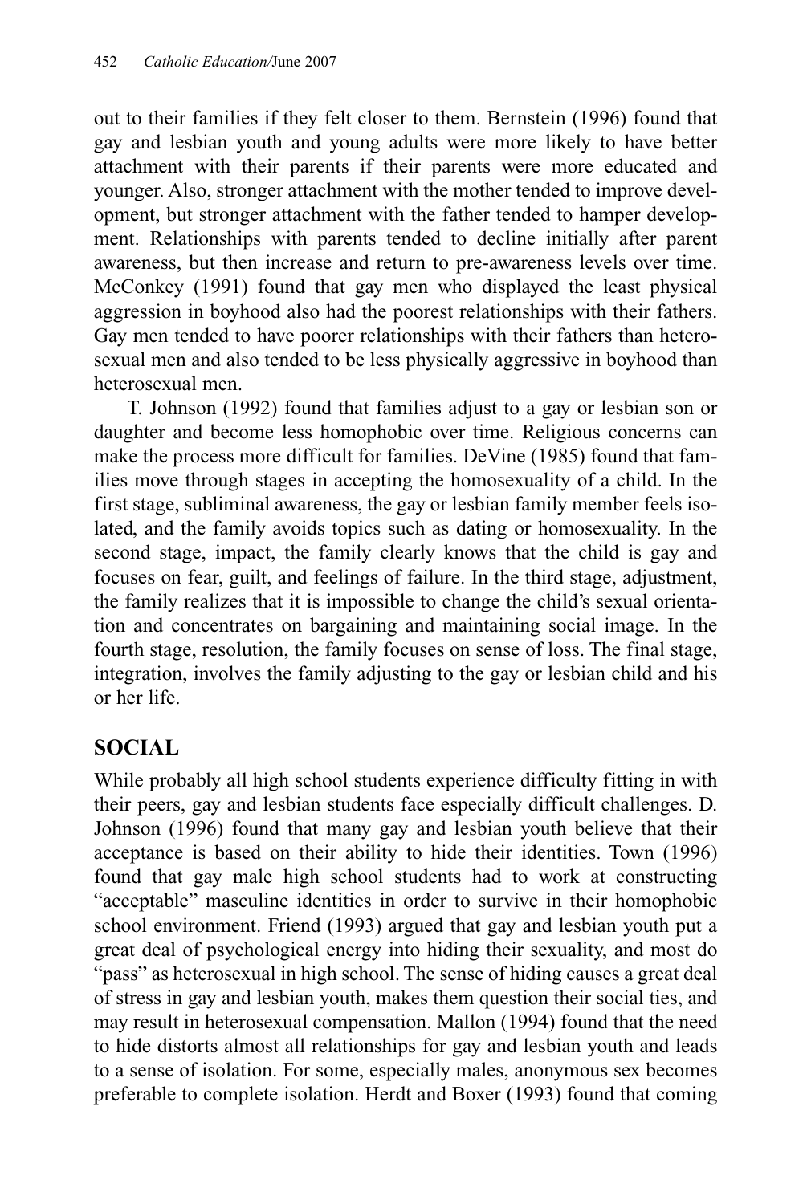out to their families if they felt closer to them. Bernstein (1996) found that gay and lesbian youth and young adults were more likely to have better attachment with their parents if their parents were more educated and younger. Also, stronger attachment with the mother tended to improve development, but stronger attachment with the father tended to hamper development. Relationships with parents tended to decline initially after parent awareness, but then increase and return to pre-awareness levels over time. McConkey (1991) found that gay men who displayed the least physical aggression in boyhood also had the poorest relationships with their fathers. Gay men tended to have poorer relationships with their fathers than heterosexual men and also tended to be less physically aggressive in boyhood than heterosexual men.

T. Johnson (1992) found that families adjust to a gay or lesbian son or daughter and become less homophobic over time. Religious concerns can make the process more difficult for families. DeVine (1985) found that families move through stages in accepting the homosexuality of a child. In the first stage, subliminal awareness, the gay or lesbian family member feels isolated, and the family avoids topics such as dating or homosexuality. In the second stage, impact, the family clearly knows that the child is gay and focuses on fear, guilt, and feelings of failure. In the third stage, adjustment, the family realizes that it is impossible to change the child's sexual orientation and concentrates on bargaining and maintaining social image. In the fourth stage, resolution, the family focuses on sense of loss. The final stage, integration, involves the family adjusting to the gay or lesbian child and his or her life.

## SOCIAL

While probably all high school students experience difficulty fitting in with their peers, gay and lesbian students face especially difficult challenges. D. Johnson (1996) found that many gay and lesbian youth believe that their acceptance is based on their ability to hide their identities. Town (1996) found that gay male high school students had to work at constructing "acceptable" masculine identities in order to survive in their homophobic school environment. Friend (1993) argued that gay and lesbian youth put a great deal of psychological energy into hiding their sexuality, and most do "pass" as heterosexual in high school. The sense of hiding causes a great deal of stress in gay and lesbian youth, makes them question their social ties, and may result in heterosexual compensation. Mallon (1994) found that the need to hide distorts almost all relationships for gay and lesbian youth and leads to a sense of isolation. For some, especially males, anonymous sex becomes preferable to complete isolation. Herdt and Boxer (1993) found that coming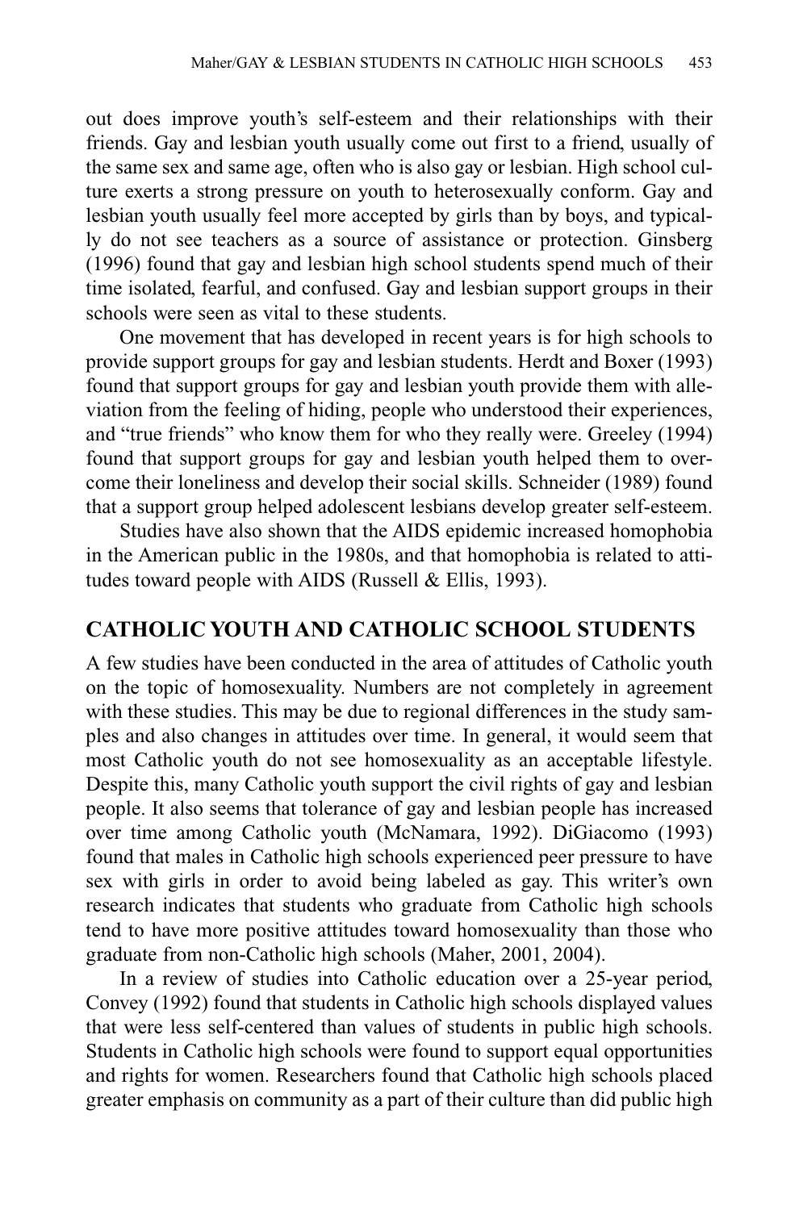out does improve youth's self-esteem and their relationships with their friends. Gay and lesbian youth usually come out first to a friend, usually of the same sex and same age, often who is also gay or lesbian. High school culture exerts a strong pressure on youth to heterosexually conform. Gay and lesbian youth usually feel more accepted by girls than by boys, and typically do not see teachers as a source of assistance or protection. Ginsberg (1996) found that gay and lesbian high school students spend much of their time isolated, fearful, and confused. Gay and lesbian support groups in their schools were seen as vital to these students.

One movement that has developed in recent years is for high schools to provide support groups for gay and lesbian students. Herdt and Boxer (1993) found that support groups for gay and lesbian youth provide them with alleviation from the feeling of hiding, people who understood their experiences, and "true friends" who know them for who they really were. Greeley (1994) found that support groups for gay and lesbian youth helped them to overcome their loneliness and develop their social skills. Schneider (1989) found that a support group helped adolescent lesbians develop greater self-esteem.

Studies have also shown that the AIDS epidemic increased homophobia in the American public in the 1980s, and that homophobia is related to attitudes toward people with AIDS (Russell & Ellis, 1993).

## CATHOLIC YOUTH AND CATHOLIC SCHOOL STUDENTS

A few studies have been conducted in the area of attitudes of Catholic youth on the topic of homosexuality. Numbers are not completely in agreement with these studies. This may be due to regional differences in the study samples and also changes in attitudes over time. In general, it would seem that most Catholic youth do not see homosexuality as an acceptable lifestyle. Despite this, many Catholic youth support the civil rights of gay and lesbian people. It also seems that tolerance of gay and lesbian people has increased over time among Catholic youth (McNamara, 1992). DiGiacomo (1993) found that males in Catholic high schools experienced peer pressure to have sex with girls in order to avoid being labeled as gay. This writer's own research indicates that students who graduate from Catholic high schools tend to have more positive attitudes toward homosexuality than those who graduate from non-Catholic high schools (Maher, 2001, 2004).

In a review of studies into Catholic education over a 25-year period, Convey (1992) found that students in Catholic high schools displayed values that were less self-centered than values of students in public high schools. Students in Catholic high schools were found to support equal opportunities and rights for women. Researchers found that Catholic high schools placed greater emphasis on community as a part of their culture than did public high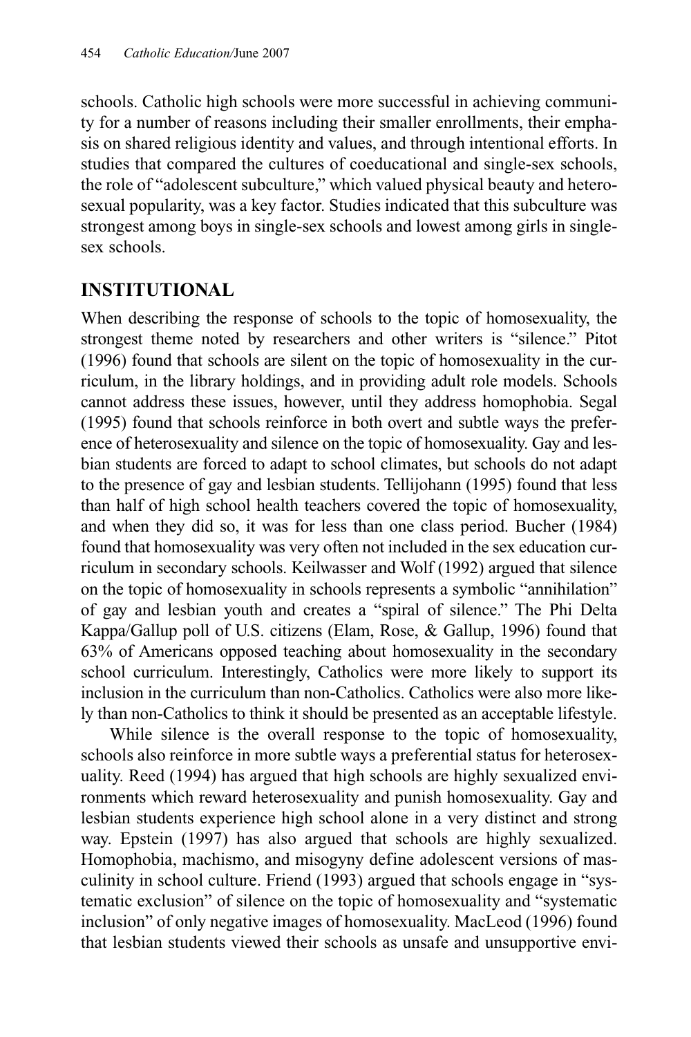schools. Catholic high schools were more successful in achieving community for a number of reasons including their smaller enrollments, their emphasis on shared religious identity and values, and through intentional efforts. In studies that compared the cultures of coeducational and single-sex schools, the role of "adolescent subculture," which valued physical beauty and heterosexual popularity, was a key factor. Studies indicated that this subculture was strongest among boys in single-sex schools and lowest among girls in single-sex schools.

## INSTITUTIONAL

When describing the response of schools to the topic of homosexuality, the strongest theme noted by researchers and other writers is "silence." Pitot (1996) found that schools are silent on the topic of homosexuality in the curriculum, in the library holdings, and in providing adult role models. Schools cannot address these issues, however, until they address homophobia. Segal (1995) found that schools reinforce in both overt and subtle ways the preference of heterosexuality and silence on the topic of homosexuality. Gay and lesbian students are forced to adapt to school climates, but schools do not adapt to the presence of gay and lesbian students. Tellijohann (1995) found that less than half of high school health teachers covered the topic of homosexuality, and when they did so, it was for less than one class period. Bucher (1984) found that homosexuality was very often not included in the sex education curriculum in secondary schools. Keilwasser and Wolf (1992) argued that silence on the topic of homosexuality in schools represents a symbolic "annihilation" of gay and lesbian youth and creates a "spiral of silence." The Phi Delta Kappa/Gallup poll of U.S. citizens (Elam, Rose, & Gallup, 1996) found that 63% of Americans opposed teaching about homosexuality in the secondary school curriculum. Interestingly, Catholics were more likely to support its inclusion in the curriculum than non-Catholics. Catholics were also more likely than non-Catholics to think it should be presented as an acceptable lifestyle.

While silence is the overall response to the topic of homosexuality, schools also reinforce in more subtle ways a preferential status for heterosexuality. Reed (1994) has argued that high schools are highly sexualized environments which reward heterosexuality and punish homosexuality. Gay and lesbian students experience high school alone in a very distinct and strong way. Epstein (1997) has also argued that schools are highly sexualized. Homophobia, machismo, and misogyny define adolescent versions of masculinity in school culture. Friend (1993) argued that schools engage in "systematic exclusion" of silence on the topic of homosexuality and "systematic inclusion" of only negative images of homosexuality. MacLeod (1996) found that lesbian students viewed their schools as unsafe and unsupportive envi-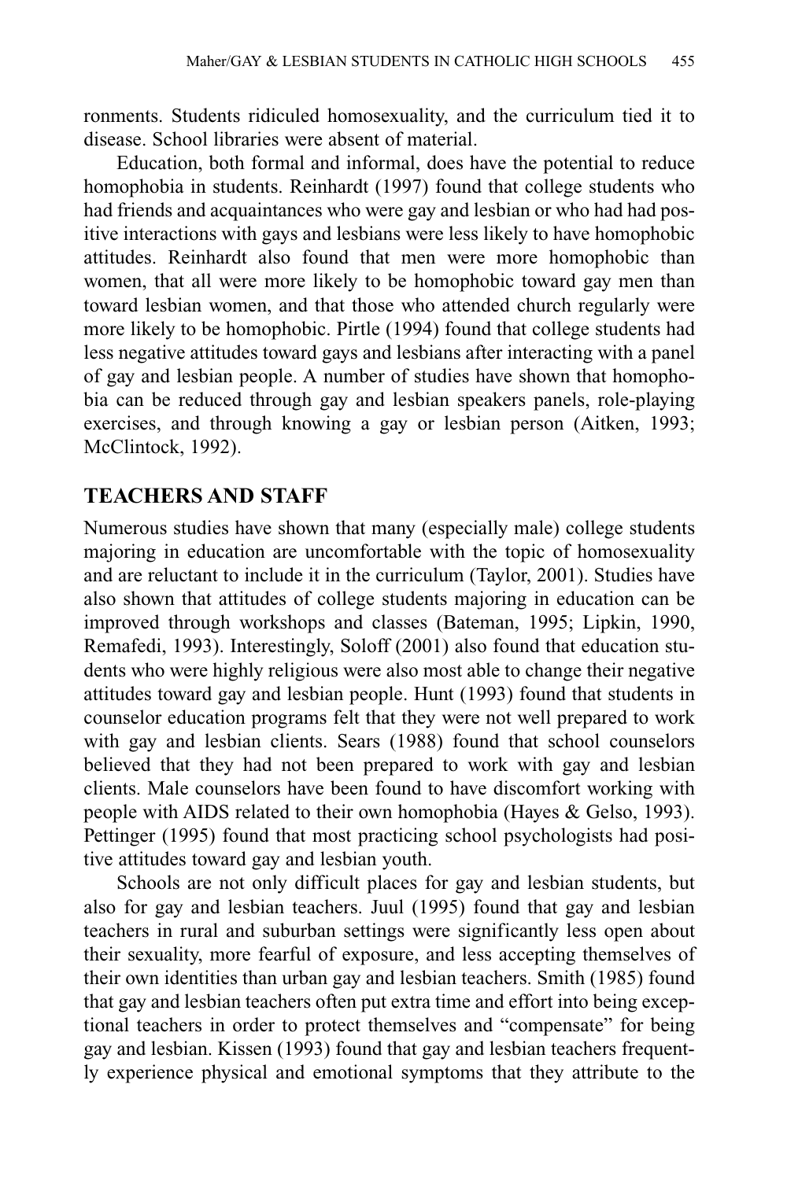ronments. Students ridiculed homosexuality, and the curriculum tied it to disease. School libraries were absent of material.

Education, both formal and informal, does have the potential to reduce homophobia in students. Reinhardt (1997) found that college students who had friends and acquaintances who were gay and lesbian or who had had positive interactions with gays and lesbians were less likely to have homophobic attitudes. Reinhardt also found that men were more homophobic than women, that all were more likely to be homophobic toward gay men than toward lesbian women, and that those who attended church regularly were more likely to be homophobic. Pirtle (1994) found that college students had less negative attitudes toward gays and lesbians after interacting with a panel of gay and lesbian people. A number of studies have shown that homophobia can be reduced through gay and lesbian speakers panels, role-playing exercises, and through knowing a gay or lesbian person (Aitken, 1993; McClintock, 1992).

## TEACHERS AND STAFF

Numerous studies have shown that many (especially male) college students majoring in education are uncomfortable with the topic of homosexuality and are reluctant to include it in the curriculum (Taylor, 2001). Studies have also shown that attitudes of college students majoring in education can be improved through workshops and classes (Bateman, 1995; Lipkin, 1990, Remafedi, 1993). Interestingly, Soloff (2001) also found that education students who were highly religious were also most able to change their negative attitudes toward gay and lesbian people. Hunt (1993) found that students in counselor education programs felt that they were not well prepared to work with gay and lesbian clients. Sears (1988) found that school counselors believed that they had not been prepared to work with gay and lesbian clients. Male counselors have been found to have discomfort working with people with AIDS related to their own homophobia (Hayes & Gelso, 1993). Pettinger (1995) found that most practicing school psychologists had positive attitudes toward gay and lesbian youth.

Schools are not only difficult places for gay and lesbian students, but also for gay and lesbian teachers. Juul (1995) found that gay and lesbian teachers in rural and suburban settings were significantly less open about their sexuality, more fearful of exposure, and less accepting themselves of their own identities than urban gay and lesbian teachers. Smith (1985) found that gay and lesbian teachers often put extra time and effort into being exceptional teachers in order to protect themselves and "compensate" for being gay and lesbian. Kissen (1993) found that gay and lesbian teachers frequently experience physical and emotional symptoms that they attribute to the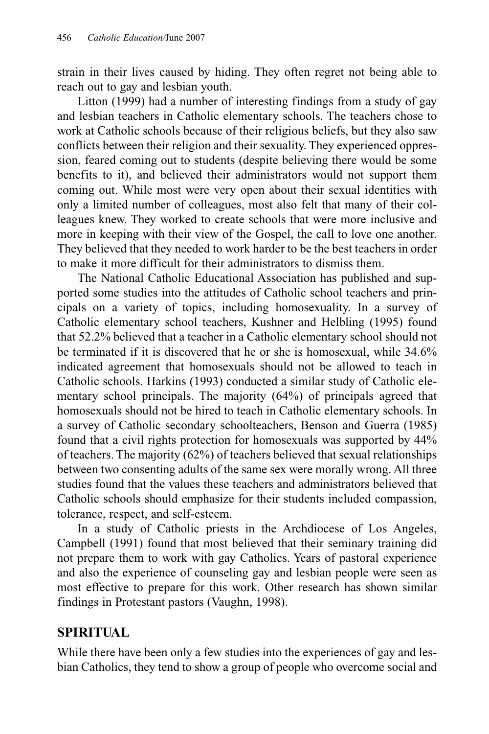strain in their lives caused by hiding. They often regret not being able to reach out to gay and lesbian youth.

Litton (1999) had a number of interesting findings from a study of gay and lesbian teachers in Catholic elementary schools. The teachers chose to work at Catholic schools because of their religious beliefs, but they also saw conflicts between their religion and their sexuality. They experienced oppression, feared coming out to students (despite believing there would be some benefits to it), and believed their administrators would not support them coming out. While most were very open about their sexual identities with only a limited number of colleagues, most also felt that many of their colleagues knew. They worked to create schools that were more inclusive and more in keeping with their view of the Gospel, the call to love one another. They believed that they needed to work harder to be the best teachers in order to make it more difficult for their administrators to dismiss them.

The National Catholic Educational Association has published and supported some studies into the attitudes of Catholic school teachers and principals on a variety of topics, including homosexuality. In a survey of Catholic elementary school teachers, Kushner and Helbling (1995) found that 52.2% believed that a teacher in a Catholic elementary school should not be terminated if it is discovered that he or she is homosexual, while 34.6% indicated agreement that homosexuals should not be allowed to teach in Catholic schools. Harkins (1993) conducted a similar study of Catholic elementary school principals. The majority (64%) of principals agreed that homosexuals should not be hired to teach in Catholic elementary schools. In a survey of Catholic secondary schoolteachers, Benson and Guerra (1985) found that a civil rights protection for homosexuals was supported by 44% of teachers. The majority (62%) of teachers believed that sexual relationships between two consenting adults of the same sex were morally wrong. All three studies found that the values these teachers and administrators believed that Catholic schools should emphasize for their students included compassion, tolerance, respect, and self-esteem.

In a study of Catholic priests in the Archdiocese of Los Angeles, Campbell (1991) found that most believed that their seminary training did not prepare them to work with gay Catholics. Years of pastoral experience and also the experience of counseling gay and lesbian people were seen as most effective to prepare for this work. Other research has shown similar findings in Protestant pastors (Vaughn, 1998).

## SPIRITUAL

While there have been only a few studies into the experiences of gay and lesbian Catholics, they tend to show a group of people who overcome social and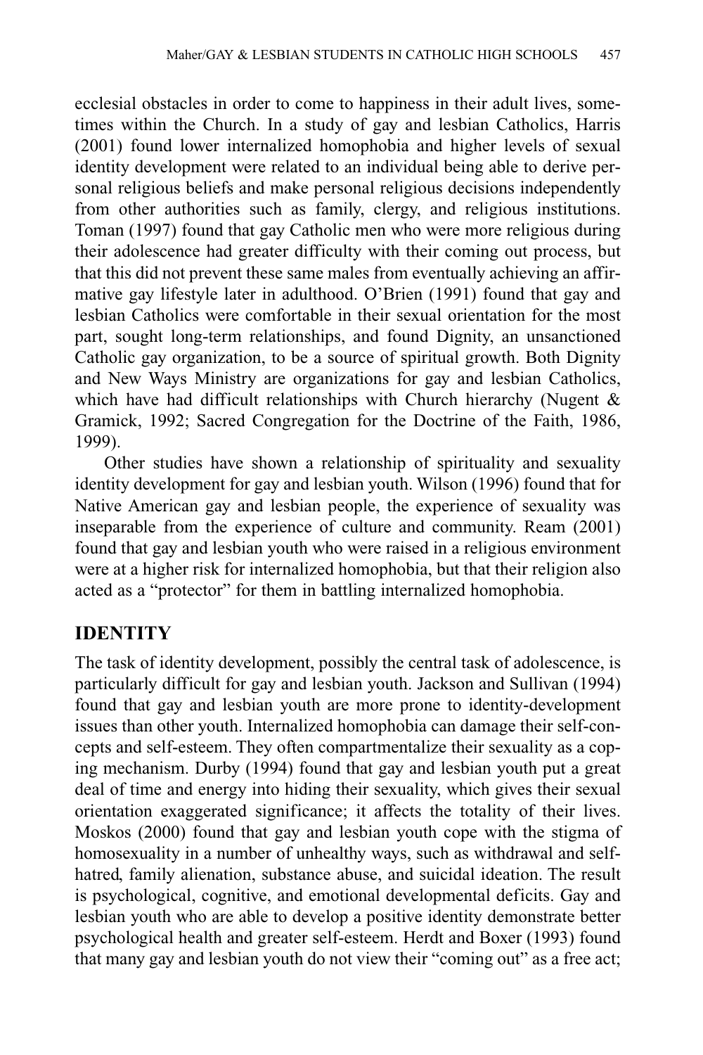ecclesial obstacles in order to come to happiness in their adult lives, sometimes within the Church. In a study of gay and lesbian Catholics, Harris (2001) found lower internalized homophobia and higher levels of sexual identity development were related to an individual being able to derive personal religious beliefs and make personal religious decisions independently from other authorities such as family, clergy, and religious institutions. Toman (1997) found that gay Catholic men who were more religious during their adolescence had greater difficulty with their coming out process, but that this did not prevent these same males from eventually achieving an affirmative gay lifestyle later in adulthood. O'Brien (1991) found that gay and lesbian Catholics were comfortable in their sexual orientation for the most part, sought long-term relationships, and found Dignity, an unsanctioned Catholic gay organization, to be a source of spiritual growth. Both Dignity and New Ways Ministry are organizations for gay and lesbian Catholics, which have had difficult relationships with Church hierarchy (Nugent & Gramick, 1992; Sacred Congregation for the Doctrine of the Faith, 1986, 1999).

Other studies have shown a relationship of spirituality and sexuality identity development for gay and lesbian youth. Wilson (1996) found that for Native American gay and lesbian people, the experience of sexuality was inseparable from the experience of culture and community. Ream (2001) found that gay and lesbian youth who were raised in a religious environment were at a higher risk for internalized homophobia, but that their religion also acted as a "protector" for them in battling internalized homophobia.

## IDENTITY

The task of identity development, possibly the central task of adolescence, is particularly difficult for gay and lesbian youth. Jackson and Sullivan (1994) found that gay and lesbian youth are more prone to identity-development issues than other youth. Internalized homophobia can damage their self-concepts and self-esteem. They often compartmentalize their sexuality as a coping mechanism. Durby (1994) found that gay and lesbian youth put a great deal of time and energy into hiding their sexuality, which gives their sexual orientation exaggerated significance; it affects the totality of their lives. Moskos (2000) found that gay and lesbian youth cope with the stigma of homosexuality in a number of unhealthy ways, such as withdrawal and self-hatred, family alienation, substance abuse, and suicidal ideation. The result is psychological, cognitive, and emotional developmental deficits. Gay and lesbian youth who are able to develop a positive identity demonstrate better psychological health and greater self-esteem. Herdt and Boxer (1993) found that many gay and lesbian youth do not view their "coming out" as a free act;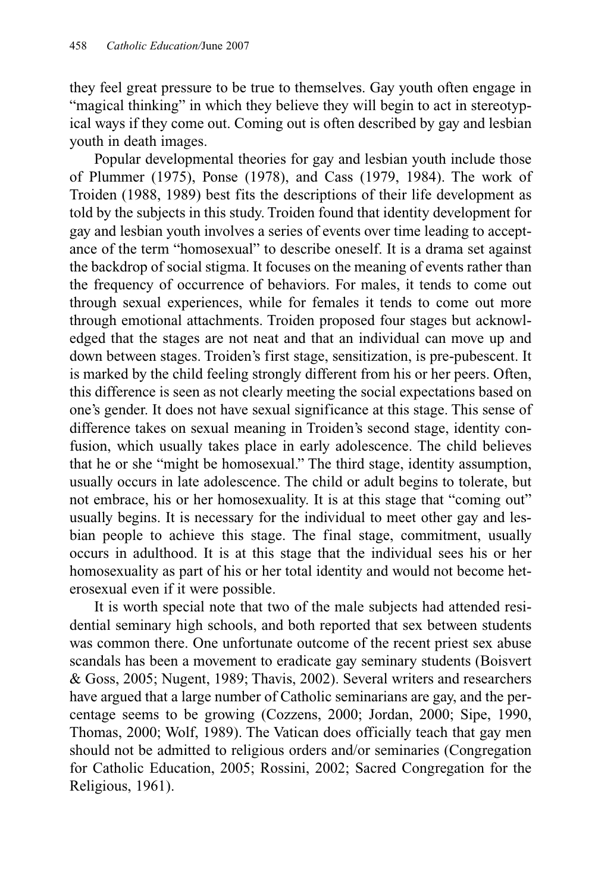they feel great pressure to be true to themselves. Gay youth often engage in "magical thinking" in which they believe they will begin to act in stereotypical ways if they come out. Coming out is often described by gay and lesbian youth in death images.

Popular developmental theories for gay and lesbian youth include those of Plummer (1975), Ponse (1978), and Cass (1979, 1984). The work of Troiden (1988, 1989) best fits the descriptions of their life development as told by the subjects in this study. Troiden found that identity development for gay and lesbian youth involves a series of events over time leading to acceptance of the term "homosexual" to describe oneself. It is a drama set against the backdrop of social stigma. It focuses on the meaning of events rather than the frequency of occurrence of behaviors. For males, it tends to come out through sexual experiences, while for females it tends to come out more through emotional attachments. Troiden proposed four stages but acknowledged that the stages are not neat and that an individual can move up and down between stages. Troiden's first stage, sensitization, is pre-pubescent. It is marked by the child feeling strongly different from his or her peers. Often, this difference is seen as not clearly meeting the social expectations based on one's gender. It does not have sexual significance at this stage. This sense of difference takes on sexual meaning in Troiden's second stage, identity confusion, which usually takes place in early adolescence. The child believes that he or she "might be homosexual." The third stage, identity assumption, usually occurs in late adolescence. The child or adult begins to tolerate, but not embrace, his or her homosexuality. It is at this stage that "coming out" usually begins. It is necessary for the individual to meet other gay and lesbian people to achieve this stage. The final stage, commitment, usually occurs in adulthood. It is at this stage that the individual sees his or her homosexuality as part of his or her total identity and would not become heterosexual even if it were possible.

It is worth special note that two of the male subjects had attended residential seminary high schools, and both reported that sex between students was common there. One unfortunate outcome of the recent priest sex abuse scandals has been a movement to eradicate gay seminary students (Boisvert & Goss, 2005; Nugent, 1989; Thavis, 2002). Several writers and researchers have argued that a large number of Catholic seminarians are gay, and the percentage seems to be growing (Cozzens, 2000; Jordan, 2000; Sipe, 1990, Thomas, 2000; Wolf, 1989). The Vatican does officially teach that gay men should not be admitted to religious orders and/or seminaries (Congregation for Catholic Education, 2005; Rossini, 2002; Sacred Congregation for the Religious, 1961).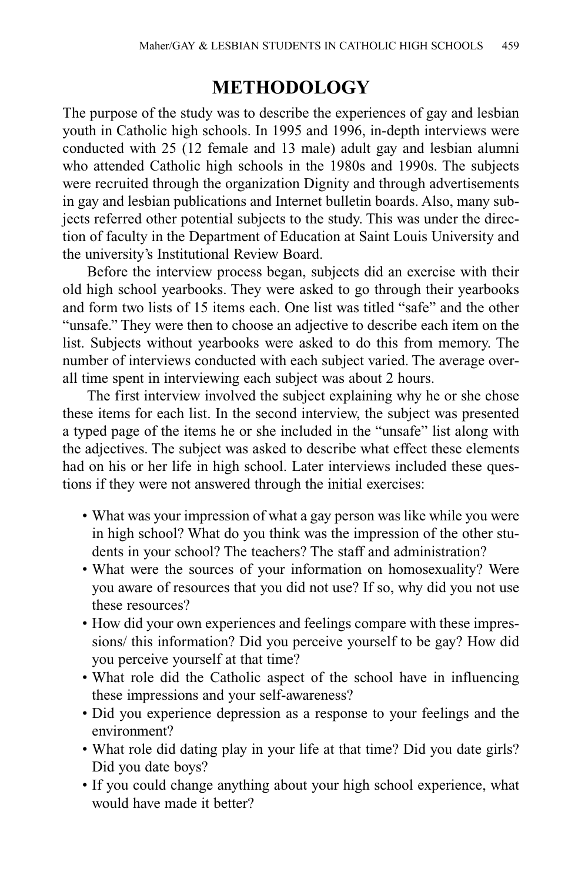# METHODOLOGY

The purpose of the study was to describe the experiences of gay and lesbian youth in Catholic high schools. In 1995 and 1996, in-depth interviews were conducted with 25 (12 female and 13 male) adult gay and lesbian alumni who attended Catholic high schools in the 1980s and 1990s. The subjects were recruited through the organization Dignity and through advertisements in gay and lesbian publications and Internet bulletin boards. Also, many subjects referred other potential subjects to the study. This was under the direction of faculty in the Department of Education at Saint Louis University and the university's Institutional Review Board.

Before the interview process began, subjects did an exercise with their old high school yearbooks. They were asked to go through their yearbooks and form two lists of 15 items each. One list was titled "safe" and the other "unsafe." They were then to choose an adjective to describe each item on the list. Subjects without yearbooks were asked to do this from memory. The number of interviews conducted with each subject varied. The average overall time spent in interviewing each subject was about 2 hours.

The first interview involved the subject explaining why he or she chose these items for each list. In the second interview, the subject was presented a typed page of the items he or she included in the "unsafe" list along with the adjectives. The subject was asked to describe what effect these elements had on his or her life in high school. Later interviews included these questions if they were not answered through the initial exercises:

- What was your impression of what a gay person was like while you were in high school? What do you think was the impression of the other students in your school? The teachers? The staff and administration?
- What were the sources of your information on homosexuality? Were you aware of resources that you did not use? If so, why did you not use these resources?
- How did your own experiences and feelings compare with these impressions/ this information? Did you perceive yourself to be gay? How did you perceive yourself at that time?
- What role did the Catholic aspect of the school have in influencing these impressions and your self-awareness?
- Did you experience depression as a response to your feelings and the environment?
- What role did dating play in your life at that time? Did you date girls? Did you date boys?
- If you could change anything about your high school experience, what would have made it better?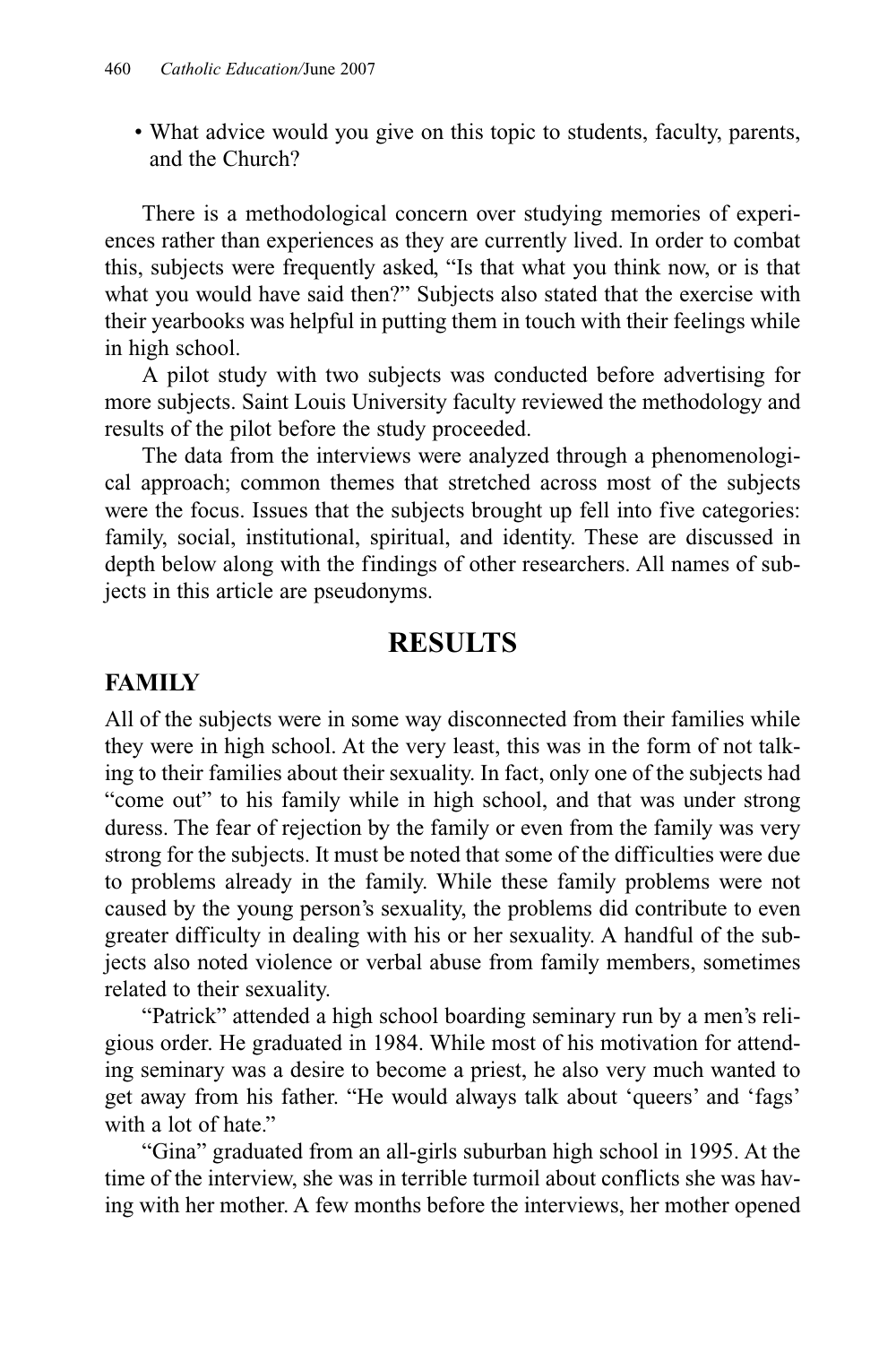- What advice would you give on this topic to students, faculty, parents, and the Church?

There is a methodological concern over studying memories of experiences rather than experiences as they are currently lived. In order to combat this, subjects were frequently asked, "Is that what you think now, or is that what you would have said then?" Subjects also stated that the exercise with their yearbooks was helpful in putting them in touch with their feelings while in high school.

A pilot study with two subjects was conducted before advertising for more subjects. Saint Louis University faculty reviewed the methodology and results of the pilot before the study proceeded.

The data from the interviews were analyzed through a phenomenological approach; common themes that stretched across most of the subjects were the focus. Issues that the subjects brought up fell into five categories: family, social, institutional, spiritual, and identity. These are discussed in depth below along with the findings of other researchers. All names of subjects in this article are pseudonyms.

## RESULTS

### FAMILY

All of the subjects were in some way disconnected from their families while they were in high school. At the very least, this was in the form of not talking to their families about their sexuality. In fact, only one of the subjects had "come out" to his family while in high school, and that was under strong duress. The fear of rejection by the family or even from the family was very strong for the subjects. It must be noted that some of the difficulties were due to problems already in the family. While these family problems were not caused by the young person's sexuality, the problems did contribute to even greater difficulty in dealing with his or her sexuality. A handful of the subjects also noted violence or verbal abuse from family members, sometimes related to their sexuality.

"Patrick" attended a high school boarding seminary run by a men's religious order. He graduated in 1984. While most of his motivation for attending seminary was a desire to become a priest, he also very much wanted to get away from his father. "He would always talk about 'queers' and 'fags' with a lot of hate."

"Gina" graduated from an all-girls suburban high school in 1995. At the time of the interview, she was in terrible turmoil about conflicts she was having with her mother. A few months before the interviews, her mother opened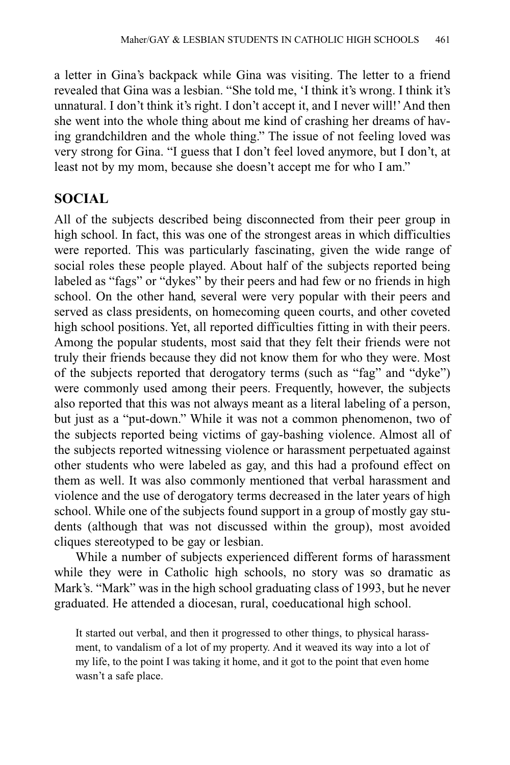a letter in Gina's backpack while Gina was visiting. The letter to a friend revealed that Gina was a lesbian. "She told me, 'I think it's wrong. I think it's unnatural. I don't think it's right. I don't accept it, and I never will!' And then she went into the whole thing about me kind of crashing her dreams of having grandchildren and the whole thing." The issue of not feeling loved was very strong for Gina. "I guess that I don't feel loved anymore, but I don't, at least not by my mom, because she doesn't accept me for who I am."

## SOCIAL

All of the subjects described being disconnected from their peer group in high school. In fact, this was one of the strongest areas in which difficulties were reported. This was particularly fascinating, given the wide range of social roles these people played. About half of the subjects reported being labeled as "fags" or "dykes" by their peers and had few or no friends in high school. On the other hand, several were very popular with their peers and served as class presidents, on homecoming queen courts, and other coveted high school positions. Yet, all reported difficulties fitting in with their peers. Among the popular students, most said that they felt their friends were not truly their friends because they did not know them for who they were. Most of the subjects reported that derogatory terms (such as "fag" and "dyke") were commonly used among their peers. Frequently, however, the subjects also reported that this was not always meant as a literal labeling of a person, but just as a "put-down." While it was not a common phenomenon, two of the subjects reported being victims of gay-bashing violence. Almost all of the subjects reported witnessing violence or harassment perpetuated against other students who were labeled as gay, and this had a profound effect on them as well. It was also commonly mentioned that verbal harassment and violence and the use of derogatory terms decreased in the later years of high school. While one of the subjects found support in a group of mostly gay students (although that was not discussed within the group), most avoided cliques stereotyped to be gay or lesbian.

While a number of subjects experienced different forms of harassment while they were in Catholic high schools, no story was so dramatic as Mark's. "Mark" was in the high school graduating class of 1993, but he never graduated. He attended a diocesan, rural, coeducational high school.

> It started out verbal, and then it progressed to other things, to physical harassment, to vandalism of a lot of my property. And it weaved its way into a lot of my life, to the point I was taking it home, and it got to the point that even home wasn't a safe place.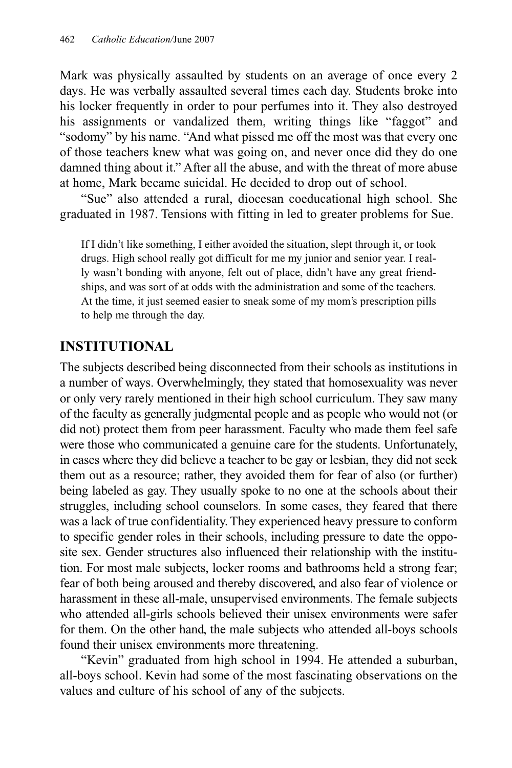Mark was physically assaulted by students on an average of once every 2 days. He was verbally assaulted several times each day. Students broke into his locker frequently in order to pour perfumes into it. They also destroyed his assignments or vandalized them, writing things like "faggot" and "sodomy" by his name. "And what pissed me off the most was that every one of those teachers knew what was going on, and never once did they do one damned thing about it." After all the abuse, and with the threat of more abuse at home, Mark became suicidal. He decided to drop out of school.

"Sue" also attended a rural, diocesan coeducational high school. She graduated in 1987. Tensions with fitting in led to greater problems for Sue.

> If I didn't like something, I either avoided the situation, slept through it, or took drugs. High school really got difficult for me my junior and senior year. I really wasn't bonding with anyone, felt out of place, didn't have any great friendships, and was sort of at odds with the administration and some of the teachers. At the time, it just seemed easier to sneak some of my mom's prescription pills to help me through the day.

## INSTITUTIONAL

The subjects described being disconnected from their schools as institutions in a number of ways. Overwhelmingly, they stated that homosexuality was never or only very rarely mentioned in their high school curriculum. They saw many of the faculty as generally judgmental people and as people who would not (or did not) protect them from peer harassment. Faculty who made them feel safe were those who communicated a genuine care for the students. Unfortunately, in cases where they did believe a teacher to be gay or lesbian, they did not seek them out as a resource; rather, they avoided them for fear of also (or further) being labeled as gay. They usually spoke to no one at the schools about their struggles, including school counselors. In some cases, they feared that there was a lack of true confidentiality. They experienced heavy pressure to conform to specific gender roles in their schools, including pressure to date the opposite sex. Gender structures also influenced their relationship with the institution. For most male subjects, locker rooms and bathrooms held a strong fear; fear of both being aroused and thereby discovered, and also fear of violence or harassment in these all-male, unsupervised environments. The female subjects who attended all-girls schools believed their unisex environments were safer for them. On the other hand, the male subjects who attended all-boys schools found their unisex environments more threatening.

"Kevin" graduated from high school in 1994. He attended a suburban, all-boys school. Kevin had some of the most fascinating observations on the values and culture of his school of any of the subjects.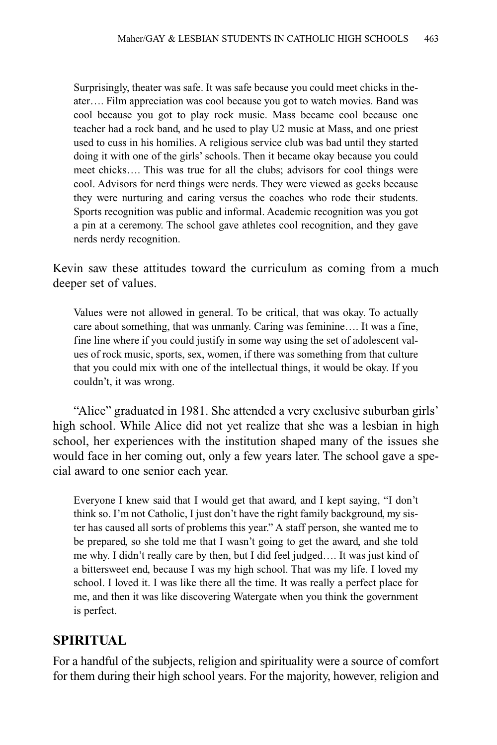> Surprisingly, theater was safe. It was safe because you could meet chicks in theater…. Film appreciation was cool because you got to watch movies. Band was cool because you got to play rock music. Mass became cool because one teacher had a rock band, and he used to play U2 music at Mass, and one priest used to cuss in his homilies. A religious service club was bad until they started doing it with one of the girls' schools. Then it became okay because you could meet chicks…. This was true for all the clubs; advisors for cool things were cool. Advisors for nerd things were nerds. They were viewed as geeks because they were nurturing and caring versus the coaches who rode their students. Sports recognition was public and informal. Academic recognition was you got a pin at a ceremony. The school gave athletes cool recognition, and they gave nerds nerdy recognition.

Kevin saw these attitudes toward the curriculum as coming from a much deeper set of values.

> Values were not allowed in general. To be critical, that was okay. To actually care about something, that was unmanly. Caring was feminine…. It was a fine, fine line where if you could justify in some way using the set of adolescent values of rock music, sports, sex, women, if there was something from that culture that you could mix with one of the intellectual things, it would be okay. If you couldn't, it was wrong.

"Alice" graduated in 1981. She attended a very exclusive suburban girls' high school. While Alice did not yet realize that she was a lesbian in high school, her experiences with the institution shaped many of the issues she would face in her coming out, only a few years later. The school gave a special award to one senior each year.

> Everyone I knew said that I would get that award, and I kept saying, "I don't think so. I'm not Catholic, I just don't have the right family background, my sister has caused all sorts of problems this year." A staff person, she wanted me to be prepared, so she told me that I wasn't going to get the award, and she told me why. I didn't really care by then, but I did feel judged…. It was just kind of a bittersweet end, because I was my high school. That was my life. I loved my school. I loved it. I was like there all the time. It was really a perfect place for me, and then it was like discovering Watergate when you think the government is perfect.

## SPIRITUAL

For a handful of the subjects, religion and spirituality were a source of comfort for them during their high school years. For the majority, however, religion and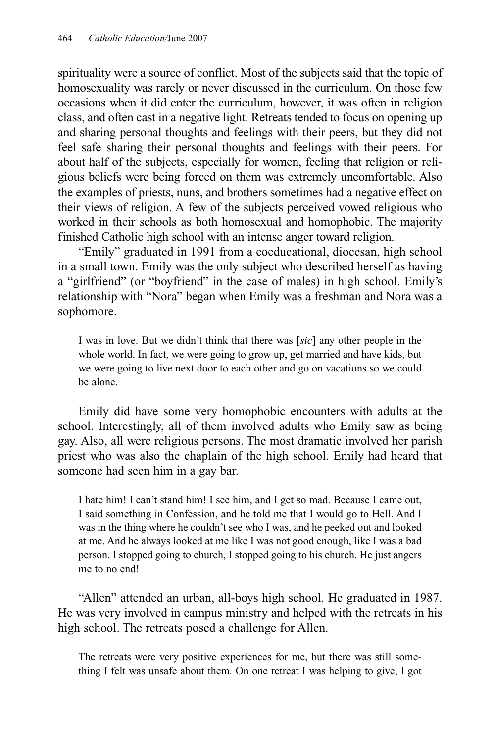spirituality were a source of conflict. Most of the subjects said that the topic of homosexuality was rarely or never discussed in the curriculum. On those few occasions when it did enter the curriculum, however, it was often in religion class, and often cast in a negative light. Retreats tended to focus on opening up and sharing personal thoughts and feelings with their peers, but they did not feel safe sharing their personal thoughts and feelings with their peers. For about half of the subjects, especially for women, feeling that religion or religious beliefs were being forced on them was extremely uncomfortable. Also the examples of priests, nuns, and brothers sometimes had a negative effect on their views of religion. A few of the subjects perceived vowed religious who worked in their schools as both homosexual and homophobic. The majority finished Catholic high school with an intense anger toward religion.

"Emily" graduated in 1991 from a coeducational, diocesan, high school in a small town. Emily was the only subject who described herself as having a "girlfriend" (or "boyfriend" in the case of males) in high school. Emily's relationship with "Nora" began when Emily was a freshman and Nora was a sophomore.

> I was in love. But we didn't think that there was [*sic*] any other people in the whole world. In fact, we were going to grow up, get married and have kids, but we were going to live next door to each other and go on vacations so we could be alone.

Emily did have some very homophobic encounters with adults at the school. Interestingly, all of them involved adults who Emily saw as being gay. Also, all were religious persons. The most dramatic involved her parish priest who was also the chaplain of the high school. Emily had heard that someone had seen him in a gay bar.

> I hate him! I can't stand him! I see him, and I get so mad. Because I came out, I said something in Confession, and he told me that I would go to Hell. And I was in the thing where he couldn't see who I was, and he peeked out and looked at me. And he always looked at me like I was not good enough, like I was a bad person. I stopped going to church, I stopped going to his church. He just angers me to no end!

"Allen" attended an urban, all-boys high school. He graduated in 1987. He was very involved in campus ministry and helped with the retreats in his high school. The retreats posed a challenge for Allen.

> The retreats were very positive experiences for me, but there was still something I felt was unsafe about them. On one retreat I was helping to give, I got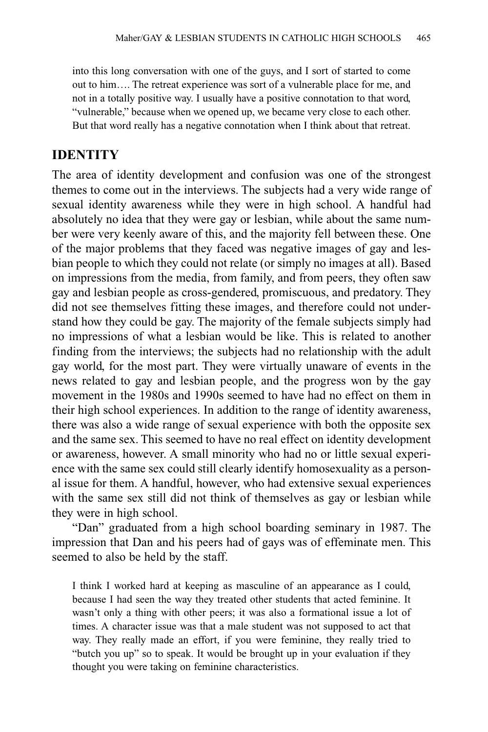> into this long conversation with one of the guys, and I sort of started to come out to him…. The retreat experience was sort of a vulnerable place for me, and not in a totally positive way. I usually have a positive connotation to that word, "vulnerable," because when we opened up, we became very close to each other. But that word really has a negative connotation when I think about that retreat.

## IDENTITY

The area of identity development and confusion was one of the strongest themes to come out in the interviews. The subjects had a very wide range of sexual identity awareness while they were in high school. A handful had absolutely no idea that they were gay or lesbian, while about the same number were very keenly aware of this, and the majority fell between these. One of the major problems that they faced was negative images of gay and lesbian people to which they could not relate (or simply no images at all). Based on impressions from the media, from family, and from peers, they often saw gay and lesbian people as cross-gendered, promiscuous, and predatory. They did not see themselves fitting these images, and therefore could not understand how they could be gay. The majority of the female subjects simply had no impressions of what a lesbian would be like. This is related to another finding from the interviews; the subjects had no relationship with the adult gay world, for the most part. They were virtually unaware of events in the news related to gay and lesbian people, and the progress won by the gay movement in the 1980s and 1990s seemed to have had no effect on them in their high school experiences. In addition to the range of identity awareness, there was also a wide range of sexual experience with both the opposite sex and the same sex. This seemed to have no real effect on identity development or awareness, however. A small minority who had no or little sexual experience with the same sex could still clearly identify homosexuality as a personal issue for them. A handful, however, who had extensive sexual experiences with the same sex still did not think of themselves as gay or lesbian while they were in high school.

"Dan" graduated from a high school boarding seminary in 1987. The impression that Dan and his peers had of gays was of effeminate men. This seemed to also be held by the staff.

> I think I worked hard at keeping as masculine of an appearance as I could, because I had seen the way they treated other students that acted feminine. It wasn't only a thing with other peers; it was also a formational issue a lot of times. A character issue was that a male student was not supposed to act that way. They really made an effort, if you were feminine, they really tried to "butch you up" so to speak. It would be brought up in your evaluation if they thought you were taking on feminine characteristics.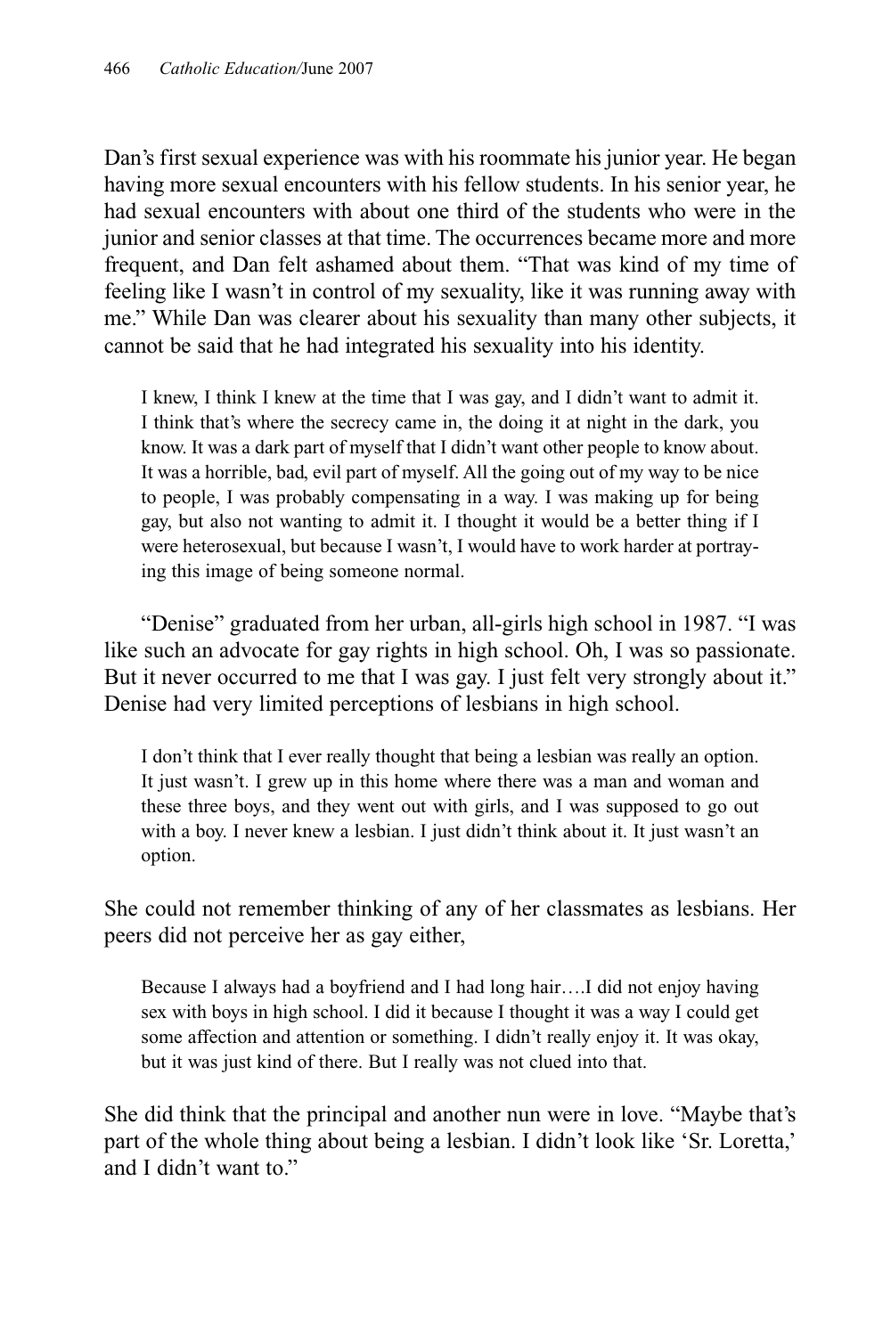Dan's first sexual experience was with his roommate his junior year. He began having more sexual encounters with his fellow students. In his senior year, he had sexual encounters with about one third of the students who were in the junior and senior classes at that time. The occurrences became more and more frequent, and Dan felt ashamed about them. "That was kind of my time of feeling like I wasn't in control of my sexuality, like it was running away with me." While Dan was clearer about his sexuality than many other subjects, it cannot be said that he had integrated his sexuality into his identity.

> I knew, I think I knew at the time that I was gay, and I didn't want to admit it. I think that's where the secrecy came in, the doing it at night in the dark, you know. It was a dark part of myself that I didn't want other people to know about. It was a horrible, bad, evil part of myself. All the going out of my way to be nice to people, I was probably compensating in a way. I was making up for being gay, but also not wanting to admit it. I thought it would be a better thing if I were heterosexual, but because I wasn't, I would have to work harder at portraying this image of being someone normal.

"Denise" graduated from her urban, all-girls high school in 1987. "I was like such an advocate for gay rights in high school. Oh, I was so passionate. But it never occurred to me that I was gay. I just felt very strongly about it." Denise had very limited perceptions of lesbians in high school.

> I don't think that I ever really thought that being a lesbian was really an option. It just wasn't. I grew up in this home where there was a man and woman and these three boys, and they went out with girls, and I was supposed to go out with a boy. I never knew a lesbian. I just didn't think about it. It just wasn't an option.

She could not remember thinking of any of her classmates as lesbians. Her peers did not perceive her as gay either,

> Because I always had a boyfriend and I had long hair….I did not enjoy having sex with boys in high school. I did it because I thought it was a way I could get some affection and attention or something. I didn't really enjoy it. It was okay, but it was just kind of there. But I really was not clued into that.

She did think that the principal and another nun were in love. "Maybe that's part of the whole thing about being a lesbian. I didn't look like 'Sr. Loretta,' and I didn't want to."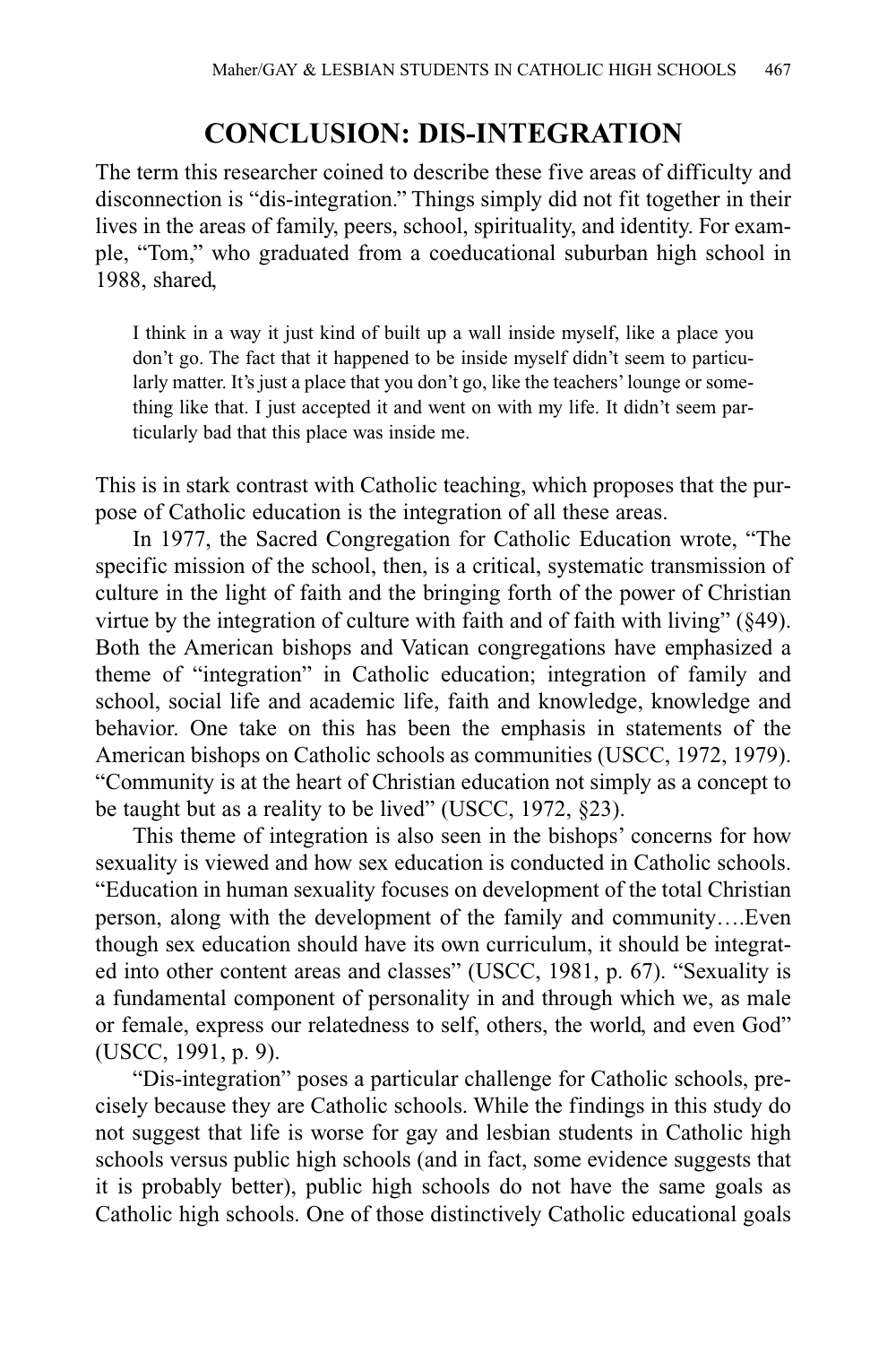## CONCLUSION: DIS-INTEGRATION

The term this researcher coined to describe these five areas of difficulty and disconnection is "dis-integration." Things simply did not fit together in their lives in the areas of family, peers, school, spirituality, and identity. For example, "Tom," who graduated from a coeducational suburban high school in 1988, shared,

> I think in a way it just kind of built up a wall inside myself, like a place you don't go. The fact that it happened to be inside myself didn't seem to particularly matter. It's just a place that you don't go, like the teachers' lounge or something like that. I just accepted it and went on with my life. It didn't seem particularly bad that this place was inside me.

This is in stark contrast with Catholic teaching, which proposes that the purpose of Catholic education is the integration of all these areas.

In 1977, the Sacred Congregation for Catholic Education wrote, "The specific mission of the school, then, is a critical, systematic transmission of culture in the light of faith and the bringing forth of the power of Christian virtue by the integration of culture with faith and of faith with living" (§49). Both the American bishops and Vatican congregations have emphasized a theme of "integration" in Catholic education; integration of family and school, social life and academic life, faith and knowledge, knowledge and behavior. One take on this has been the emphasis in statements of the American bishops on Catholic schools as communities (USCC, 1972, 1979). "Community is at the heart of Christian education not simply as a concept to be taught but as a reality to be lived" (USCC, 1972, §23).

This theme of integration is also seen in the bishops' concerns for how sexuality is viewed and how sex education is conducted in Catholic schools. "Education in human sexuality focuses on development of the total Christian person, along with the development of the family and community….Even though sex education should have its own curriculum, it should be integrated into other content areas and classes" (USCC, 1981, p. 67). "Sexuality is a fundamental component of personality in and through which we, as male or female, express our relatedness to self, others, the world, and even God" (USCC, 1991, p. 9).

"Dis-integration" poses a particular challenge for Catholic schools, precisely because they are Catholic schools. While the findings in this study do not suggest that life is worse for gay and lesbian students in Catholic high schools versus public high schools (and in fact, some evidence suggests that it is probably better), public high schools do not have the same goals as Catholic high schools. One of those distinctively Catholic educational goals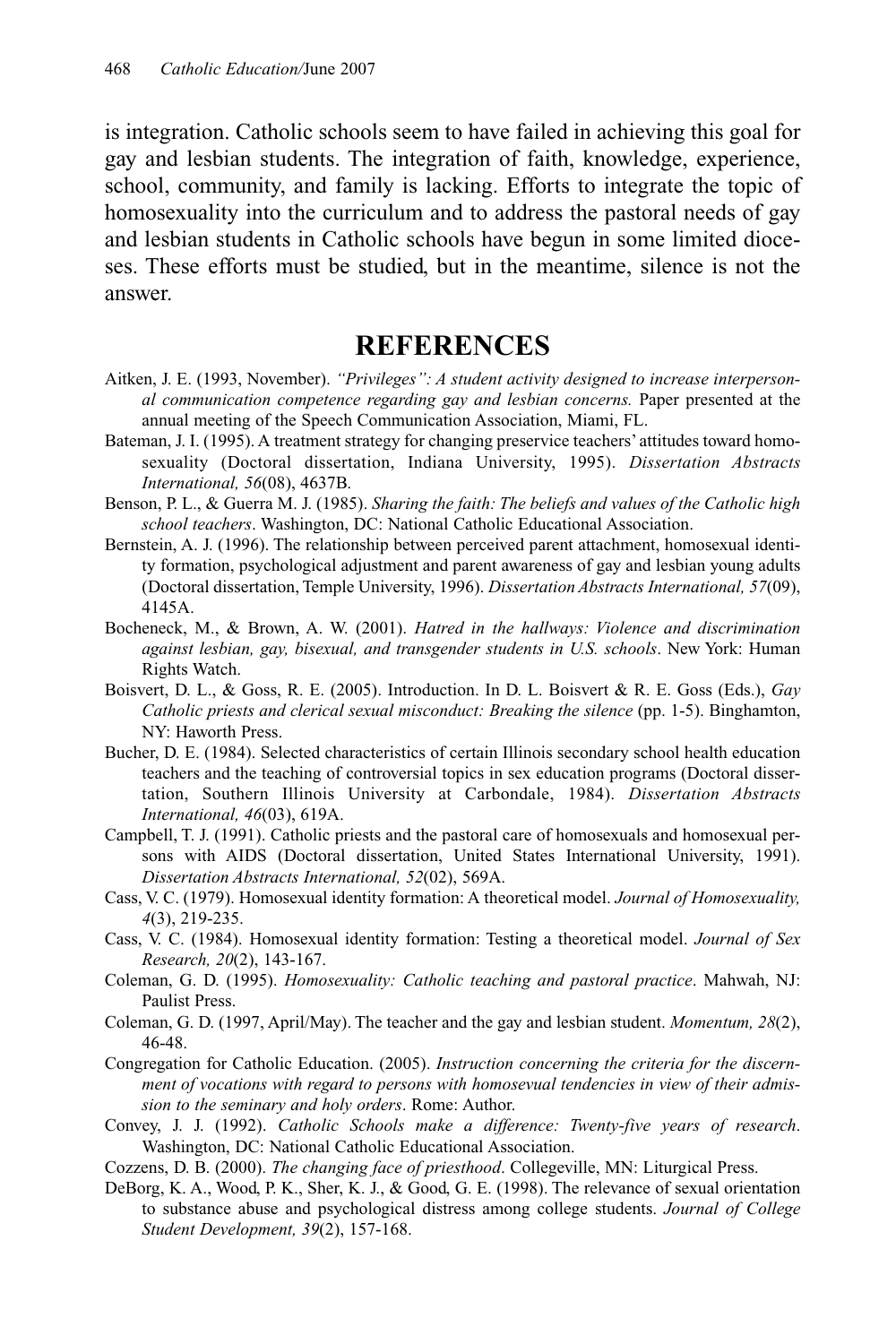is integration. Catholic schools seem to have failed in achieving this goal for gay and lesbian students. The integration of faith, knowledge, experience, school, community, and family is lacking. Efforts to integrate the topic of homosexuality into the curriculum and to address the pastoral needs of gay and lesbian students in Catholic schools have begun in some limited dioceses. These efforts must be studied, but in the meantime, silence is not the answer.

## REFERENCES

Aitken, J. E. (1993, November). *"Privileges": A student activity designed to increase interpersonal communication competence regarding gay and lesbian concerns.* Paper presented at the annual meeting of the Speech Communication Association, Miami, FL.

Bateman, J. I. (1995). A treatment strategy for changing preservice teachers' attitudes toward homosexuality (Doctoral dissertation, Indiana University, 1995). *Dissertation Abstracts International, 56*(08), 4637B.

Benson, P. L., & Guerra M. J. (1985). *Sharing the faith: The beliefs and values of the Catholic high school teachers*. Washington, DC: National Catholic Educational Association.

Bernstein, A. J. (1996). The relationship between perceived parent attachment, homosexual identity formation, psychological adjustment and parent awareness of gay and lesbian young adults (Doctoral dissertation, Temple University, 1996). *Dissertation Abstracts International, 57*(09), 4145A.

Bocheneck, M., & Brown, A. W. (2001). *Hatred in the hallways: Violence and discrimination against lesbian, gay, bisexual, and transgender students in U.S. schools*. New York: Human Rights Watch.

Boisvert, D. L., & Goss, R. E. (2005). Introduction. In D. L. Boisvert & R. E. Goss (Eds.), *Gay Catholic priests and clerical sexual misconduct: Breaking the silence* (pp. 1-5). Binghamton, NY: Haworth Press.

Bucher, D. E. (1984). Selected characteristics of certain Illinois secondary school health education teachers and the teaching of controversial topics in sex education programs (Doctoral dissertation, Southern Illinois University at Carbondale, 1984). *Dissertation Abstracts International, 46*(03), 619A.

Campbell, T. J. (1991). Catholic priests and the pastoral care of homosexuals and homosexual persons with AIDS (Doctoral dissertation, United States International University, 1991). *Dissertation Abstracts International, 52*(02), 569A.

Cass, V. C. (1979). Homosexual identity formation: A theoretical model. *Journal of Homosexuality, 4*(3), 219-235.

Cass, V. C. (1984). Homosexual identity formation: Testing a theoretical model. *Journal of Sex Research, 20*(2), 143-167.

Coleman, G. D. (1995). *Homosexuality: Catholic teaching and pastoral practice*. Mahwah, NJ: Paulist Press.

Coleman, G. D. (1997, April/May). The teacher and the gay and lesbian student. *Momentum, 28*(2), 46-48.

Congregation for Catholic Education. (2005). *Instruction concerning the criteria for the discernment of vocations with regard to persons with homosevual tendencies in view of their admission to the seminary and holy orders*. Rome: Author.

Convey, J. J. (1992). *Catholic Schools make a difference: Twenty-five years of research*. Washington, DC: National Catholic Educational Association.

Cozzens, D. B. (2000). *The changing face of priesthood*. Collegeville, MN: Liturgical Press.

DeBorg, K. A., Wood, P. K., Sher, K. J., & Good, G. E. (1998). The relevance of sexual orientation to substance abuse and psychological distress among college students. *Journal of College Student Development, 39*(2), 157-168.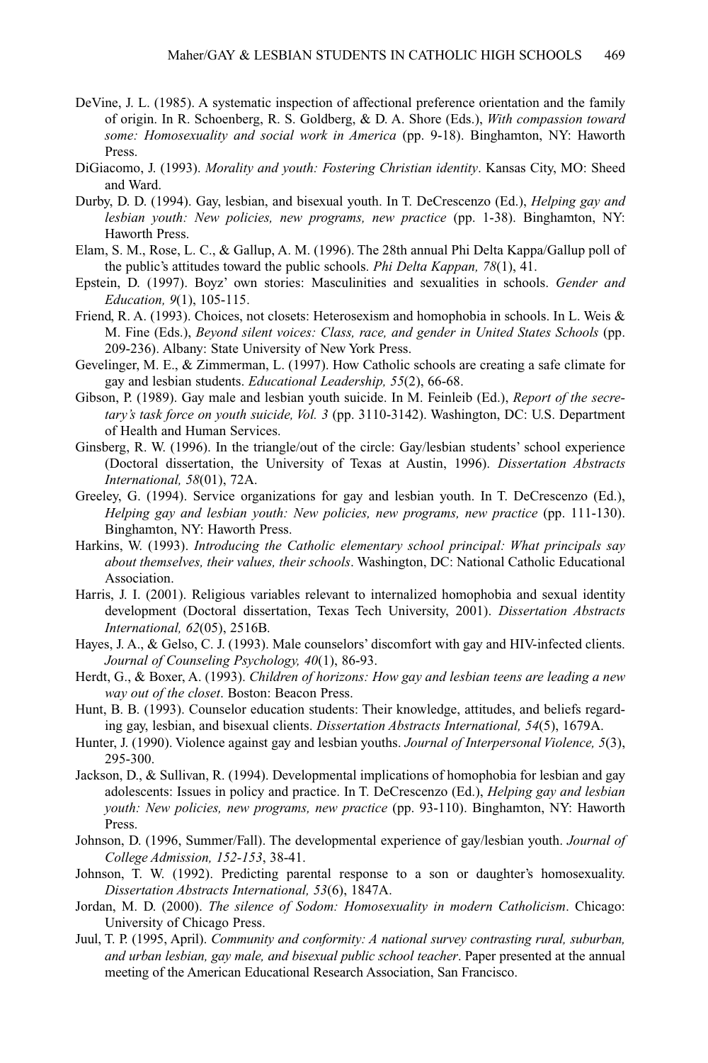DeVine, J. L. (1985). A systematic inspection of affectional preference orientation and the family of origin. In R. Schoenberg, R. S. Goldberg, & D. A. Shore (Eds.), *With compassion toward some: Homosexuality and social work in America* (pp. 9-18). Binghamton, NY: Haworth Press.

DiGiacomo, J. (1993). *Morality and youth: Fostering Christian identity*. Kansas City, MO: Sheed and Ward.

Durby, D. D. (1994). Gay, lesbian, and bisexual youth. In T. DeCrescenzo (Ed.), *Helping gay and lesbian youth: New policies, new programs, new practice* (pp. 1-38). Binghamton, NY: Haworth Press.

Elam, S. M., Rose, L. C., & Gallup, A. M. (1996). The 28th annual Phi Delta Kappa/Gallup poll of the public's attitudes toward the public schools. *Phi Delta Kappan, 78*(1), 41.

Epstein, D. (1997). Boyz' own stories: Masculinities and sexualities in schools. *Gender and Education, 9*(1), 105-115.

Friend, R. A. (1993). Choices, not closets: Heterosexism and homophobia in schools. In L. Weis & M. Fine (Eds.), *Beyond silent voices: Class, race, and gender in United States Schools* (pp. 209-236). Albany: State University of New York Press.

Gevelinger, M. E., & Zimmerman, L. (1997). How Catholic schools are creating a safe climate for gay and lesbian students. *Educational Leadership, 55*(2), 66-68.

Gibson, P. (1989). Gay male and lesbian youth suicide. In M. Feinleib (Ed.), *Report of the secretary's task force on youth suicide, Vol. 3* (pp. 3110-3142). Washington, DC: U.S. Department of Health and Human Services.

Ginsberg, R. W. (1996). In the triangle/out of the circle: Gay/lesbian students' school experience (Doctoral dissertation, the University of Texas at Austin, 1996). *Dissertation Abstracts International, 58*(01), 72A.

Greeley, G. (1994). Service organizations for gay and lesbian youth. In T. DeCrescenzo (Ed.), *Helping gay and lesbian youth: New policies, new programs, new practice* (pp. 111-130). Binghamton, NY: Haworth Press.

Harkins, W. (1993). *Introducing the Catholic elementary school principal: What principals say about themselves, their values, their schools*. Washington, DC: National Catholic Educational Association.

Harris, J. I. (2001). Religious variables relevant to internalized homophobia and sexual identity development (Doctoral dissertation, Texas Tech University, 2001). *Dissertation Abstracts International, 62*(05), 2516B.

Hayes, J. A., & Gelso, C. J. (1993). Male counselors' discomfort with gay and HIV-infected clients. *Journal of Counseling Psychology, 40*(1), 86-93.

Herdt, G., & Boxer, A. (1993). *Children of horizons: How gay and lesbian teens are leading a new way out of the closet*. Boston: Beacon Press.

Hunt, B. B. (1993). Counselor education students: Their knowledge, attitudes, and beliefs regarding gay, lesbian, and bisexual clients. *Dissertation Abstracts International, 54*(5), 1679A.

Hunter, J. (1990). Violence against gay and lesbian youths. *Journal of Interpersonal Violence, 5*(3), 295-300.

Jackson, D., & Sullivan, R. (1994). Developmental implications of homophobia for lesbian and gay adolescents: Issues in policy and practice. In T. DeCrescenzo (Ed.), *Helping gay and lesbian youth: New policies, new programs, new practice* (pp. 93-110). Binghamton, NY: Haworth Press.

Johnson, D. (1996, Summer/Fall). The developmental experience of gay/lesbian youth. *Journal of College Admission, 152-153*, 38-41.

Johnson, T. W. (1992). Predicting parental response to a son or daughter's homosexuality. *Dissertation Abstracts International, 53*(6), 1847A.

Jordan, M. D. (2000). *The silence of Sodom: Homosexuality in modern Catholicism*. Chicago: University of Chicago Press.

Juul, T. P. (1995, April). *Community and conformity: A national survey contrasting rural, suburban, and urban lesbian, gay male, and bisexual public school teacher*. Paper presented at the annual meeting of the American Educational Research Association, San Francisco.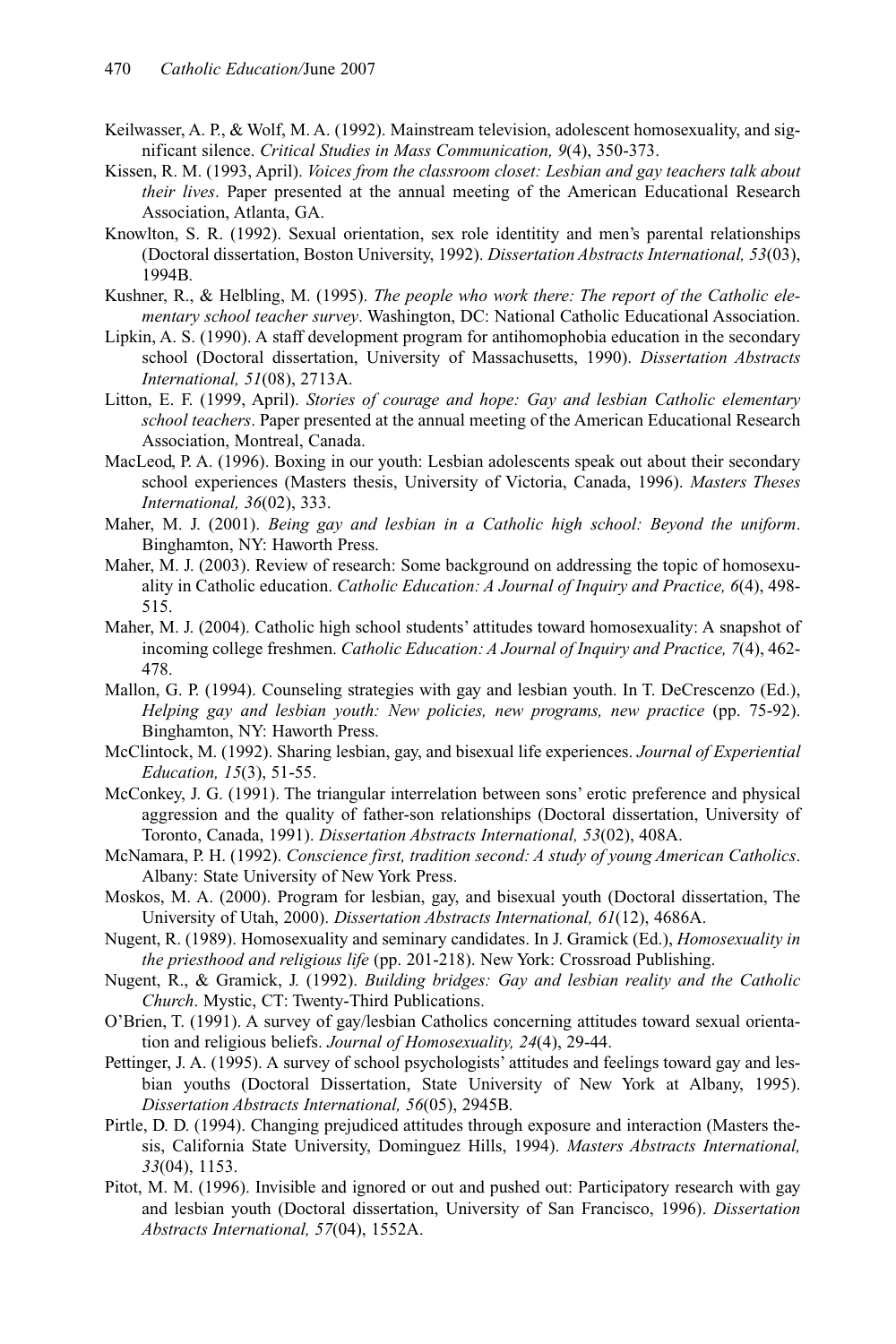Keilwasser, A. P., & Wolf, M. A. (1992). Mainstream television, adolescent homosexuality, and significant silence. *Critical Studies in Mass Communication, 9*(4), 350-373.

Kissen, R. M. (1993, April). *Voices from the classroom closet: Lesbian and gay teachers talk about their lives*. Paper presented at the annual meeting of the American Educational Research Association, Atlanta, GA.

Knowlton, S. R. (1992). Sexual orientation, sex role identitity and men's parental relationships (Doctoral dissertation, Boston University, 1992). *Dissertation Abstracts International, 53*(03), 1994B.

Kushner, R., & Helbling, M. (1995). *The people who work there: The report of the Catholic elementary school teacher survey*. Washington, DC: National Catholic Educational Association.

Lipkin, A. S. (1990). A staff development program for antihomophobia education in the secondary school (Doctoral dissertation, University of Massachusetts, 1990). *Dissertation Abstracts International, 51*(08), 2713A.

Litton, E. F. (1999, April). *Stories of courage and hope: Gay and lesbian Catholic elementary school teachers*. Paper presented at the annual meeting of the American Educational Research Association, Montreal, Canada.

MacLeod, P. A. (1996). Boxing in our youth: Lesbian adolescents speak out about their secondary school experiences (Masters thesis, University of Victoria, Canada, 1996). *Masters Theses International, 36*(02), 333.

Maher, M. J. (2001). *Being gay and lesbian in a Catholic high school: Beyond the uniform*. Binghamton, NY: Haworth Press.

Maher, M. J. (2003). Review of research: Some background on addressing the topic of homosexuality in Catholic education. *Catholic Education: A Journal of Inquiry and Practice, 6*(4), 498-515.

Maher, M. J. (2004). Catholic high school students' attitudes toward homosexuality: A snapshot of incoming college freshmen. *Catholic Education: A Journal of Inquiry and Practice, 7*(4), 462-478.

Mallon, G. P. (1994). Counseling strategies with gay and lesbian youth. In T. DeCrescenzo (Ed.), *Helping gay and lesbian youth: New policies, new programs, new practice* (pp. 75-92). Binghamton, NY: Haworth Press.

McClintock, M. (1992). Sharing lesbian, gay, and bisexual life experiences. *Journal of Experiential Education, 15*(3), 51-55.

McConkey, J. G. (1991). The triangular interrelation between sons' erotic preference and physical aggression and the quality of father-son relationships (Doctoral dissertation, University of Toronto, Canada, 1991). *Dissertation Abstracts International, 53*(02), 408A.

McNamara, P. H. (1992). *Conscience first, tradition second: A study of young American Catholics*. Albany: State University of New York Press.

Moskos, M. A. (2000). Program for lesbian, gay, and bisexual youth (Doctoral dissertation, The University of Utah, 2000). *Dissertation Abstracts International, 61*(12), 4686A.

Nugent, R. (1989). Homosexuality and seminary candidates. In J. Gramick (Ed.), *Homosexuality in the priesthood and religious life* (pp. 201-218). New York: Crossroad Publishing.

Nugent, R., & Gramick, J. (1992). *Building bridges: Gay and lesbian reality and the Catholic Church*. Mystic, CT: Twenty-Third Publications.

O'Brien, T. (1991). A survey of gay/lesbian Catholics concerning attitudes toward sexual orientation and religious beliefs. *Journal of Homosexuality, 24*(4), 29-44.

Pettinger, J. A. (1995). A survey of school psychologists' attitudes and feelings toward gay and lesbian youths (Doctoral Dissertation, State University of New York at Albany, 1995). *Dissertation Abstracts International, 56*(05), 2945B.

Pirtle, D. D. (1994). Changing prejudiced attitudes through exposure and interaction (Masters thesis, California State University, Dominguez Hills, 1994). *Masters Abstracts International, 33*(04), 1153.

Pitot, M. M. (1996). Invisible and ignored or out and pushed out: Participatory research with gay and lesbian youth (Doctoral dissertation, University of San Francisco, 1996). *Dissertation Abstracts International, 57*(04), 1552A.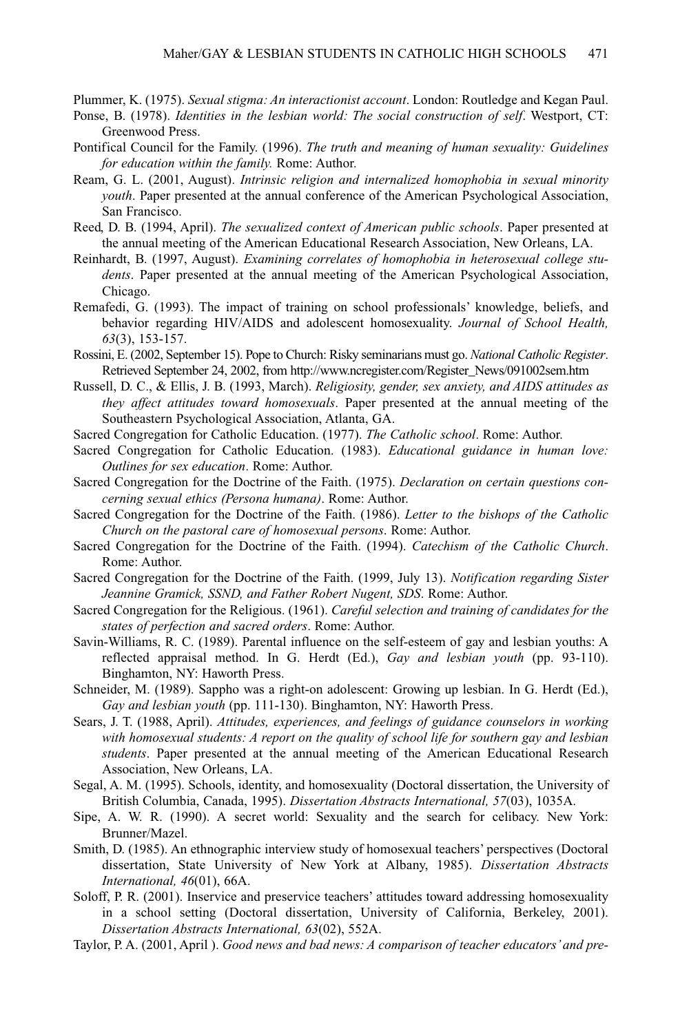Plummer, K. (1975). *Sexual stigma: An interactionist account*. London: Routledge and Kegan Paul.

Ponse, B. (1978). *Identities in the lesbian world: The social construction of self*. Westport, CT: Greenwood Press.

Pontifical Council for the Family. (1996). *The truth and meaning of human sexuality: Guidelines for education within the family.* Rome: Author.

Ream, G. L. (2001, August). *Intrinsic religion and internalized homophobia in sexual minority youth*. Paper presented at the annual conference of the American Psychological Association, San Francisco.

Reed, D. B. (1994, April). *The sexualized context of American public schools*. Paper presented at the annual meeting of the American Educational Research Association, New Orleans, LA.

Reinhardt, B. (1997, August). *Examining correlates of homophobia in heterosexual college students*. Paper presented at the annual meeting of the American Psychological Association, Chicago.

Remafedi, G. (1993). The impact of training on school professionals' knowledge, beliefs, and behavior regarding HIV/AIDS and adolescent homosexuality. *Journal of School Health, 63*(3), 153-157.

Rossini, E. (2002, September 15). Pope to Church: Risky seminarians must go. *National Catholic Register*. Retrieved September 24, 2002, from http://www.ncregister.com/Register_News/091002sem.htm

Russell, D. C., & Ellis, J. B. (1993, March). *Religiosity, gender, sex anxiety, and AIDS attitudes as they affect attitudes toward homosexuals*. Paper presented at the annual meeting of the Southeastern Psychological Association, Atlanta, GA.

Sacred Congregation for Catholic Education. (1977). *The Catholic school*. Rome: Author.

Sacred Congregation for Catholic Education. (1983). *Educational guidance in human love: Outlines for sex education*. Rome: Author.

Sacred Congregation for the Doctrine of the Faith. (1975). *Declaration on certain questions concerning sexual ethics (Persona humana)*. Rome: Author.

Sacred Congregation for the Doctrine of the Faith. (1986). *Letter to the bishops of the Catholic Church on the pastoral care of homosexual persons*. Rome: Author.

Sacred Congregation for the Doctrine of the Faith. (1994). *Catechism of the Catholic Church*. Rome: Author.

Sacred Congregation for the Doctrine of the Faith. (1999, July 13). *Notification regarding Sister Jeannine Gramick, SSND, and Father Robert Nugent, SDS*. Rome: Author.

Sacred Congregation for the Religious. (1961). *Careful selection and training of candidates for the states of perfection and sacred orders*. Rome: Author.

Savin-Williams, R. C. (1989). Parental influence on the self-esteem of gay and lesbian youths: A reflected appraisal method. In G. Herdt (Ed.), *Gay and lesbian youth* (pp. 93-110). Binghamton, NY: Haworth Press.

Schneider, M. (1989). Sappho was a right-on adolescent: Growing up lesbian. In G. Herdt (Ed.), *Gay and lesbian youth* (pp. 111-130). Binghamton, NY: Haworth Press.

Sears, J. T. (1988, April). *Attitudes, experiences, and feelings of guidance counselors in working with homosexual students: A report on the quality of school life for southern gay and lesbian students*. Paper presented at the annual meeting of the American Educational Research Association, New Orleans, LA.

Segal, A. M. (1995). Schools, identity, and homosexuality (Doctoral dissertation, the University of British Columbia, Canada, 1995). *Dissertation Abstracts International, 57*(03), 1035A.

Sipe, A. W. R. (1990). A secret world: Sexuality and the search for celibacy. New York: Brunner/Mazel.

Smith, D. (1985). An ethnographic interview study of homosexual teachers' perspectives (Doctoral dissertation, State University of New York at Albany, 1985). *Dissertation Abstracts International, 46*(01), 66A.

Soloff, P. R. (2001). Inservice and preservice teachers' attitudes toward addressing homosexuality in a school setting (Doctoral dissertation, University of California, Berkeley, 2001). *Dissertation Abstracts International, 63*(02), 552A.

Taylor, P. A. (2001, April ). *Good news and bad news: A comparison of teacher educators' and pre-*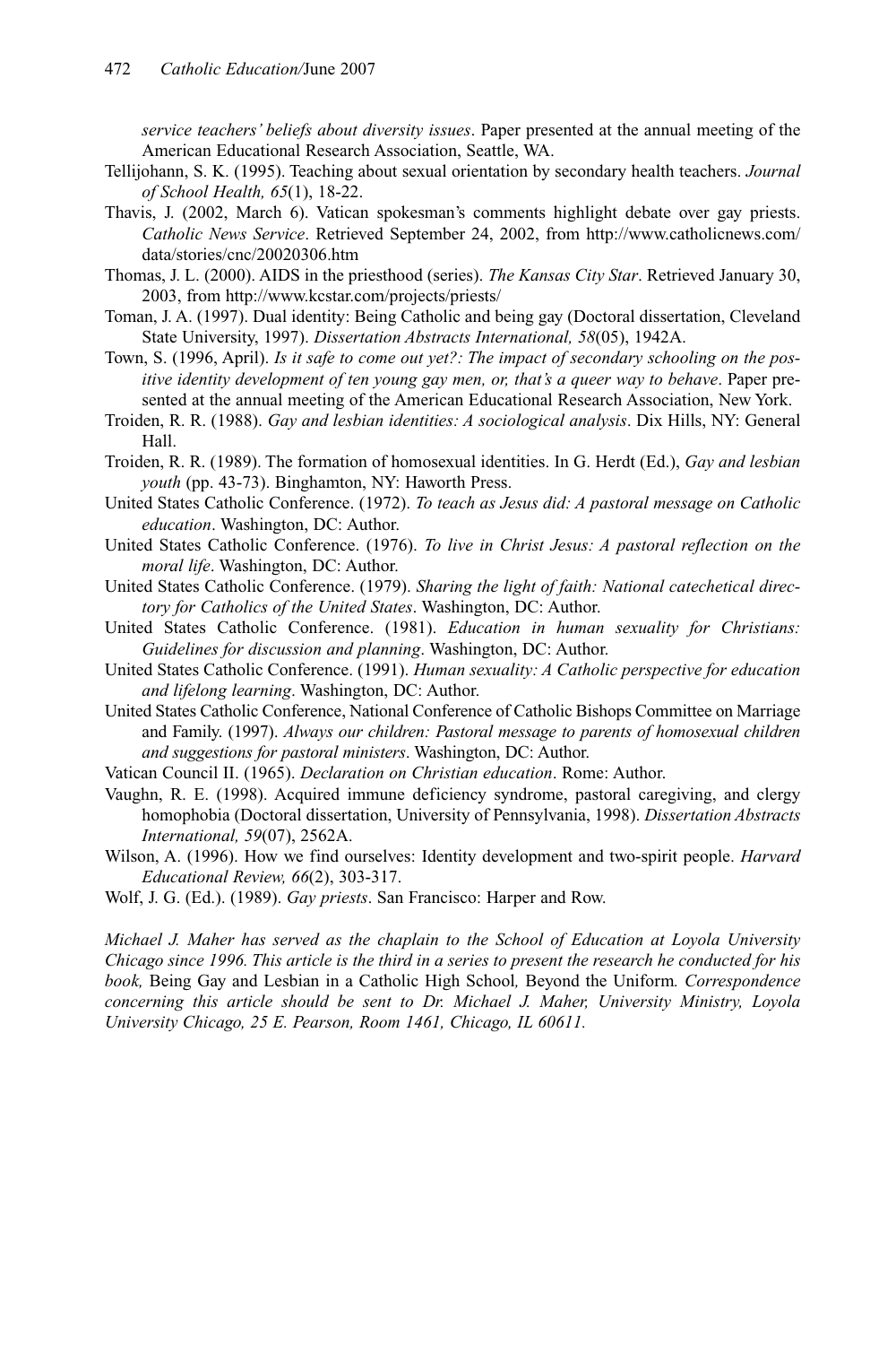*service teachers' beliefs about diversity issues*. Paper presented at the annual meeting of the American Educational Research Association, Seattle, WA.

Tellijohann, S. K. (1995). Teaching about sexual orientation by secondary health teachers. *Journal of School Health, 65*(1), 18-22.

Thavis, J. (2002, March 6). Vatican spokesman's comments highlight debate over gay priests. *Catholic News Service*. Retrieved September 24, 2002, from http://www.catholicnews.com/data/stories/cnc/20020306.htm

Thomas, J. L. (2000). AIDS in the priesthood (series). *The Kansas City Star*. Retrieved January 30, 2003, from http://www.kcstar.com/projects/priests/

Toman, J. A. (1997). Dual identity: Being Catholic and being gay (Doctoral dissertation, Cleveland State University, 1997). *Dissertation Abstracts International, 58*(05), 1942A.

Town, S. (1996, April). *Is it safe to come out yet?: The impact of secondary schooling on the positive identity development of ten young gay men, or, that's a queer way to behave*. Paper presented at the annual meeting of the American Educational Research Association, New York.

Troiden, R. R. (1988). *Gay and lesbian identities: A sociological analysis*. Dix Hills, NY: General Hall.

Troiden, R. R. (1989). The formation of homosexual identities. In G. Herdt (Ed.), *Gay and lesbian youth* (pp. 43-73). Binghamton, NY: Haworth Press.

United States Catholic Conference. (1972). *To teach as Jesus did: A pastoral message on Catholic education*. Washington, DC: Author.

United States Catholic Conference. (1976). *To live in Christ Jesus: A pastoral reflection on the moral life*. Washington, DC: Author.

United States Catholic Conference. (1979). *Sharing the light of faith: National catechetical directory for Catholics of the United States*. Washington, DC: Author.

United States Catholic Conference. (1981). *Education in human sexuality for Christians: Guidelines for discussion and planning*. Washington, DC: Author.

United States Catholic Conference. (1991). *Human sexuality: A Catholic perspective for education and lifelong learning*. Washington, DC: Author.

United States Catholic Conference, National Conference of Catholic Bishops Committee on Marriage and Family. (1997). *Always our children: Pastoral message to parents of homosexual children and suggestions for pastoral ministers*. Washington, DC: Author.

Vatican Council II. (1965). *Declaration on Christian education*. Rome: Author.

Vaughn, R. E. (1998). Acquired immune deficiency syndrome, pastoral caregiving, and clergy homophobia (Doctoral dissertation, University of Pennsylvania, 1998). *Dissertation Abstracts International, 59*(07), 2562A.

Wilson, A. (1996). How we find ourselves: Identity development and two-spirit people. *Harvard Educational Review, 66*(2), 303-317.

Wolf, J. G. (Ed.). (1989). *Gay priests*. San Francisco: Harper and Row.

*Michael J. Maher has served as the chaplain to the School of Education at Loyola University Chicago since 1996. This article is the third in a series to present the research he conducted for his book,* Being Gay and Lesbian in a Catholic High School*,* Beyond the Uniform*. Correspondence concerning this article should be sent to Dr. Michael J. Maher, University Ministry, Loyola University Chicago, 25 E. Pearson, Room 1461, Chicago, IL 60611.*